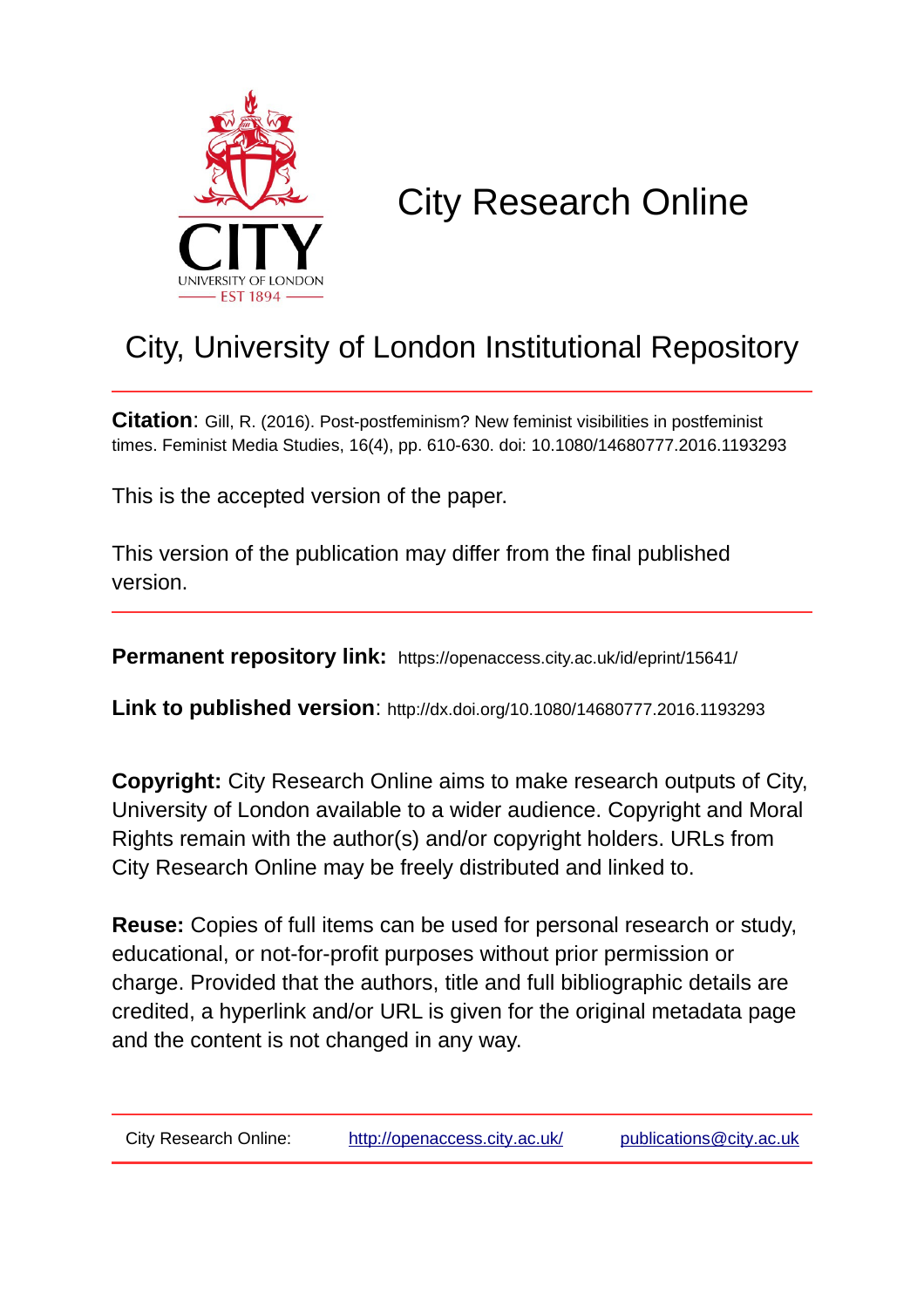# City Research Online

## City, University of London Institutional Repository

**Citation**: Gill, R. (2016). Post-postfeminism? New feminist visibilities in postfeminist times. Feminist Media Studies, 16(4), pp. 610-630. doi: 10.1080/14680777.2016.1193293

This is the accepted version of the paper.

This version of the publication may differ from the final published version.

**Permanent repository link:** https://openaccess.city.ac.uk/id/eprint/15641/

**Link to published version**: http://dx.doi.org/10.1080/14680777.2016.1193293

**Copyright:** City Research Online aims to make research outputs of City, University of London available to a wider audience. Copyright and Moral Rights remain with the author(s) and/or copyright holders. URLs from City Research Online may be freely distributed and linked to.

**Reuse:** Copies of full items can be used for personal research or study, educational, or not-for-profit purposes without prior permission or charge. Provided that the authors, title and full bibliographic details are credited, a hyperlink and/or URL is given for the original metadata page and the content is not changed in any way.

City Research Online: http://openaccess.city.ac.uk/ publications@city.ac.uk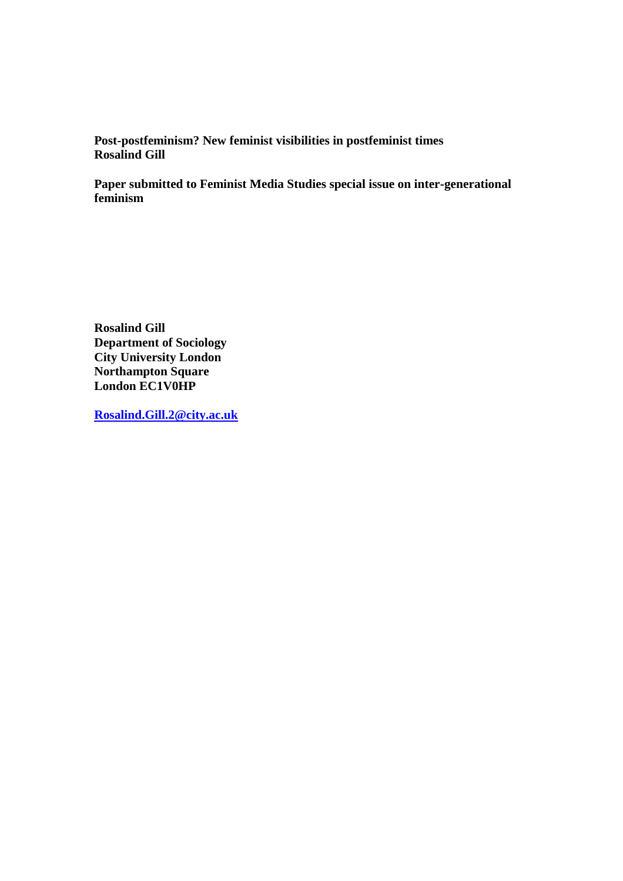**Post-postfeminism? New feminist visibilities in postfeminist times**
**Rosalind Gill**

**Paper submitted to Feminist Media Studies special issue on inter-generational feminism**

**Rosalind Gill**
**Department of Sociology**
**City University London**
**Northampton Square**
**London EC1V0HP**

**Rosalind.Gill.2@city.ac.uk**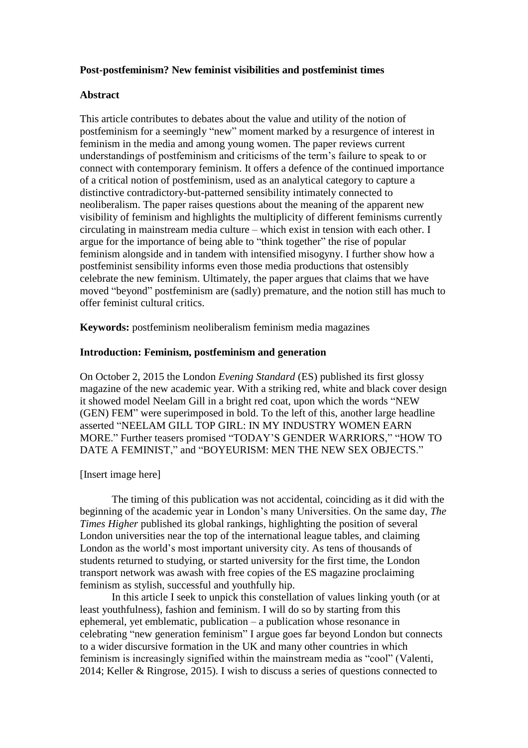**Post-postfeminism? New feminist visibilities and postfeminist times**

**Abstract**

This article contributes to debates about the value and utility of the notion of postfeminism for a seemingly "new" moment marked by a resurgence of interest in feminism in the media and among young women. The paper reviews current understandings of postfeminism and criticisms of the term's failure to speak to or connect with contemporary feminism. It offers a defence of the continued importance of a critical notion of postfeminism, used as an analytical category to capture a distinctive contradictory-but-patterned sensibility intimately connected to neoliberalism. The paper raises questions about the meaning of the apparent new visibility of feminism and highlights the multiplicity of different feminisms currently circulating in mainstream media culture – which exist in tension with each other. I argue for the importance of being able to "think together" the rise of popular feminism alongside and in tandem with intensified misogyny. I further show how a postfeminist sensibility informs even those media productions that ostensibly celebrate the new feminism. Ultimately, the paper argues that claims that we have moved "beyond" postfeminism are (sadly) premature, and the notion still has much to offer feminist cultural critics.

**Keywords:** postfeminism neoliberalism feminism media magazines

**Introduction: Feminism, postfeminism and generation**

On October 2, 2015 the London *Evening Standard* (ES) published its first glossy magazine of the new academic year. With a striking red, white and black cover design it showed model Neelam Gill in a bright red coat, upon which the words "NEW (GEN) FEM" were superimposed in bold. To the left of this, another large headline asserted "NEELAM GILL TOP GIRL: IN MY INDUSTRY WOMEN EARN MORE." Further teasers promised "TODAY'S GENDER WARRIORS," "HOW TO DATE A FEMINIST," and "BOYEURISM: MEN THE NEW SEX OBJECTS."

[Insert image here]

The timing of this publication was not accidental, coinciding as it did with the beginning of the academic year in London's many Universities. On the same day, *The Times Higher* published its global rankings, highlighting the position of several London universities near the top of the international league tables, and claiming London as the world's most important university city. As tens of thousands of students returned to studying, or started university for the first time, the London transport network was awash with free copies of the ES magazine proclaiming feminism as stylish, successful and youthfully hip.

In this article I seek to unpick this constellation of values linking youth (or at least youthfulness), fashion and feminism. I will do so by starting from this ephemeral, yet emblematic, publication – a publication whose resonance in celebrating "new generation feminism" I argue goes far beyond London but connects to a wider discursive formation in the UK and many other countries in which feminism is increasingly signified within the mainstream media as "cool" (Valenti, 2014; Keller & Ringrose, 2015). I wish to discuss a series of questions connected to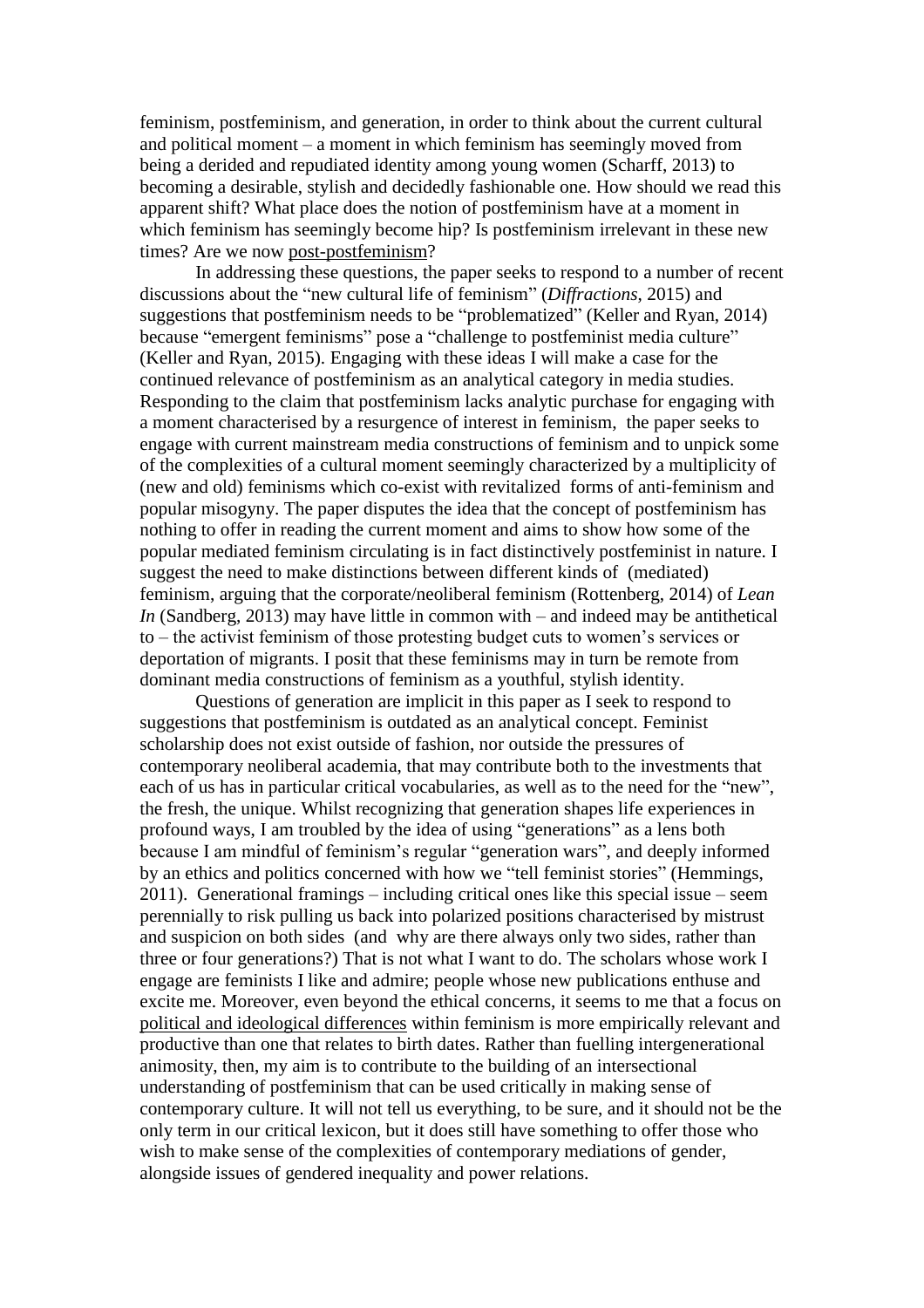feminism, postfeminism, and generation, in order to think about the current cultural and political moment – a moment in which feminism has seemingly moved from being a derided and repudiated identity among young women (Scharff, 2013) to becoming a desirable, stylish and decidedly fashionable one. How should we read this apparent shift? What place does the notion of postfeminism have at a moment in which feminism has seemingly become hip? Is postfeminism irrelevant in these new times? Are we now <u>post-postfeminism</u>?

In addressing these questions, the paper seeks to respond to a number of recent discussions about the "new cultural life of feminism" (*Diffractions*, 2015) and suggestions that postfeminism needs to be "problematized" (Keller and Ryan, 2014) because "emergent feminisms" pose a "challenge to postfeminist media culture" (Keller and Ryan, 2015). Engaging with these ideas I will make a case for the continued relevance of postfeminism as an analytical category in media studies. Responding to the claim that postfeminism lacks analytic purchase for engaging with a moment characterised by a resurgence of interest in feminism, the paper seeks to engage with current mainstream media constructions of feminism and to unpick some of the complexities of a cultural moment seemingly characterized by a multiplicity of (new and old) feminisms which co-exist with revitalized forms of anti-feminism and popular misogyny. The paper disputes the idea that the concept of postfeminism has nothing to offer in reading the current moment and aims to show how some of the popular mediated feminism circulating is in fact distinctively postfeminist in nature. I suggest the need to make distinctions between different kinds of (mediated) feminism, arguing that the corporate/neoliberal feminism (Rottenberg, 2014) of *Lean In* (Sandberg, 2013) may have little in common with – and indeed may be antithetical to – the activist feminism of those protesting budget cuts to women's services or deportation of migrants. I posit that these feminisms may in turn be remote from dominant media constructions of feminism as a youthful, stylish identity.

Questions of generation are implicit in this paper as I seek to respond to suggestions that postfeminism is outdated as an analytical concept. Feminist scholarship does not exist outside of fashion, nor outside the pressures of contemporary neoliberal academia, that may contribute both to the investments that each of us has in particular critical vocabularies, as well as to the need for the "new", the fresh, the unique. Whilst recognizing that generation shapes life experiences in profound ways, I am troubled by the idea of using "generations" as a lens both because I am mindful of feminism's regular "generation wars", and deeply informed by an ethics and politics concerned with how we "tell feminist stories" (Hemmings, 2011). Generational framings – including critical ones like this special issue – seem perennially to risk pulling us back into polarized positions characterised by mistrust and suspicion on both sides (and why are there always only two sides, rather than three or four generations?) That is not what I want to do. The scholars whose work I engage are feminists I like and admire; people whose new publications enthuse and excite me. Moreover, even beyond the ethical concerns, it seems to me that a focus on <u>political and ideological differences</u> within feminism is more empirically relevant and productive than one that relates to birth dates. Rather than fuelling intergenerational animosity, then, my aim is to contribute to the building of an intersectional understanding of postfeminism that can be used critically in making sense of contemporary culture. It will not tell us everything, to be sure, and it should not be the only term in our critical lexicon, but it does still have something to offer those who wish to make sense of the complexities of contemporary mediations of gender, alongside issues of gendered inequality and power relations.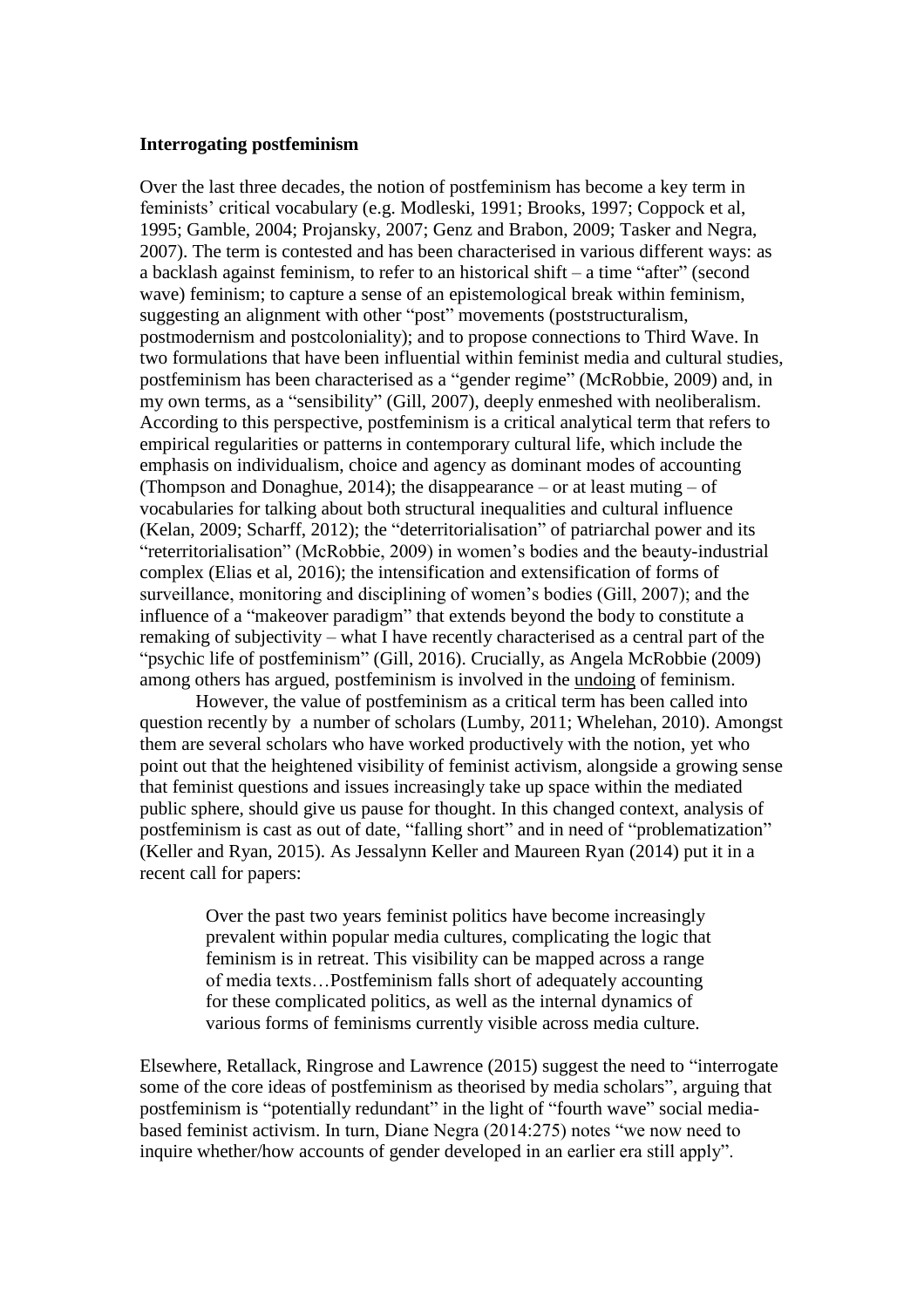**Interrogating postfeminism**

Over the last three decades, the notion of postfeminism has become a key term in feminists' critical vocabulary (e.g. Modleski, 1991; Brooks, 1997; Coppock et al, 1995; Gamble, 2004; Projansky, 2007; Genz and Brabon, 2009; Tasker and Negra, 2007). The term is contested and has been characterised in various different ways: as a backlash against feminism, to refer to an historical shift – a time "after" (second wave) feminism; to capture a sense of an epistemological break within feminism, suggesting an alignment with other "post" movements (poststructuralism, postmodernism and postcoloniality); and to propose connections to Third Wave. In two formulations that have been influential within feminist media and cultural studies, postfeminism has been characterised as a "gender regime" (McRobbie, 2009) and, in my own terms, as a "sensibility" (Gill, 2007), deeply enmeshed with neoliberalism. According to this perspective, postfeminism is a critical analytical term that refers to empirical regularities or patterns in contemporary cultural life, which include the emphasis on individualism, choice and agency as dominant modes of accounting (Thompson and Donaghue, 2014); the disappearance – or at least muting – of vocabularies for talking about both structural inequalities and cultural influence (Kelan, 2009; Scharff, 2012); the "deterritorialisation" of patriarchal power and its "reterritorialisation" (McRobbie, 2009) in women's bodies and the beauty-industrial complex (Elias et al, 2016); the intensification and extensification of forms of surveillance, monitoring and disciplining of women's bodies (Gill, 2007); and the influence of a "makeover paradigm" that extends beyond the body to constitute a remaking of subjectivity – what I have recently characterised as a central part of the "psychic life of postfeminism" (Gill, 2016). Crucially, as Angela McRobbie (2009) among others has argued, postfeminism is involved in the <u>undoing</u> of feminism.

However, the value of postfeminism as a critical term has been called into question recently by a number of scholars (Lumby, 2011; Whelehan, 2010). Amongst them are several scholars who have worked productively with the notion, yet who point out that the heightened visibility of feminist activism, alongside a growing sense that feminist questions and issues increasingly take up space within the mediated public sphere, should give us pause for thought. In this changed context, analysis of postfeminism is cast as out of date, "falling short" and in need of "problematization" (Keller and Ryan, 2015). As Jessalynn Keller and Maureen Ryan (2014) put it in a recent call for papers:

> Over the past two years feminist politics have become increasingly prevalent within popular media cultures, complicating the logic that feminism is in retreat. This visibility can be mapped across a range of media texts…Postfeminism falls short of adequately accounting for these complicated politics, as well as the internal dynamics of various forms of feminisms currently visible across media culture.

Elsewhere, Retallack, Ringrose and Lawrence (2015) suggest the need to "interrogate some of the core ideas of postfeminism as theorised by media scholars", arguing that postfeminism is "potentially redundant" in the light of "fourth wave" social media-based feminist activism. In turn, Diane Negra (2014:275) notes "we now need to inquire whether/how accounts of gender developed in an earlier era still apply".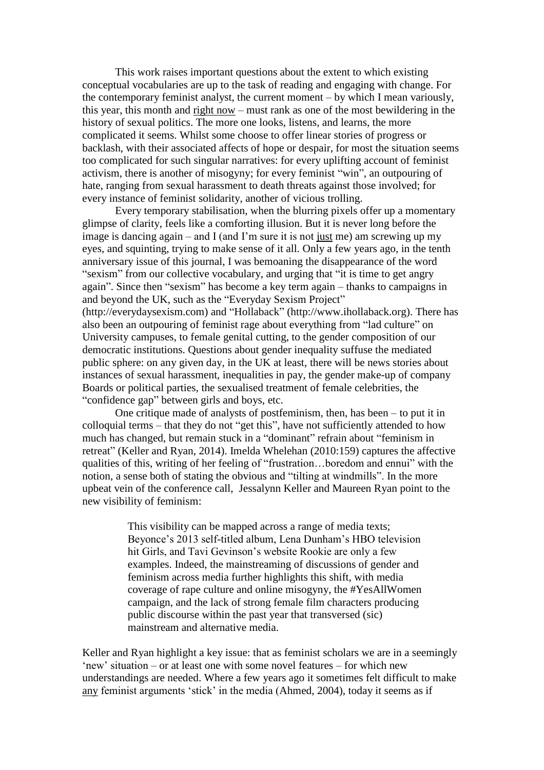This work raises important questions about the extent to which existing conceptual vocabularies are up to the task of reading and engaging with change. For the contemporary feminist analyst, the current moment – by which I mean variously, this year, this month and <u>right now</u> – must rank as one of the most bewildering in the history of sexual politics. The more one looks, listens, and learns, the more complicated it seems. Whilst some choose to offer linear stories of progress or backlash, with their associated affects of hope or despair, for most the situation seems too complicated for such singular narratives: for every uplifting account of feminist activism, there is another of misogyny; for every feminist "win", an outpouring of hate, ranging from sexual harassment to death threats against those involved; for every instance of feminist solidarity, another of vicious trolling.

Every temporary stabilisation, when the blurring pixels offer up a momentary glimpse of clarity, feels like a comforting illusion. But it is never long before the image is dancing again – and I (and I'm sure it is not <u>just</u> me) am screwing up my eyes, and squinting, trying to make sense of it all. Only a few years ago, in the tenth anniversary issue of this journal, I was bemoaning the disappearance of the word "sexism" from our collective vocabulary, and urging that "it is time to get angry again". Since then "sexism" has become a key term again – thanks to campaigns in and beyond the UK, such as the "Everyday Sexism Project" (http://everydaysexism.com) and "Hollaback" (http://www.ihollaback.org). There has also been an outpouring of feminist rage about everything from "lad culture" on University campuses, to female genital cutting, to the gender composition of our democratic institutions. Questions about gender inequality suffuse the mediated public sphere: on any given day, in the UK at least, there will be news stories about instances of sexual harassment, inequalities in pay, the gender make-up of company Boards or political parties, the sexualised treatment of female celebrities, the "confidence gap" between girls and boys, etc.

One critique made of analysts of postfeminism, then, has been – to put it in colloquial terms – that they do not "get this", have not sufficiently attended to how much has changed, but remain stuck in a "dominant" refrain about "feminism in retreat" (Keller and Ryan, 2014). Imelda Whelehan (2010:159) captures the affective qualities of this, writing of her feeling of "frustration…boredom and ennui" with the notion, a sense both of stating the obvious and "tilting at windmills". In the more upbeat vein of the conference call, Jessalynn Keller and Maureen Ryan point to the new visibility of feminism:

> This visibility can be mapped across a range of media texts; Beyonce's 2013 self-titled album, Lena Dunham's HBO television hit Girls, and Tavi Gevinson's website Rookie are only a few examples. Indeed, the mainstreaming of discussions of gender and feminism across media further highlights this shift, with media coverage of rape culture and online misogyny, the #YesAllWomen campaign, and the lack of strong female film characters producing public discourse within the past year that transversed (sic) mainstream and alternative media.

Keller and Ryan highlight a key issue: that as feminist scholars we are in a seemingly 'new' situation – or at least one with some novel features – for which new understandings are needed. Where a few years ago it sometimes felt difficult to make <u>any</u> feminist arguments 'stick' in the media (Ahmed, 2004), today it seems as if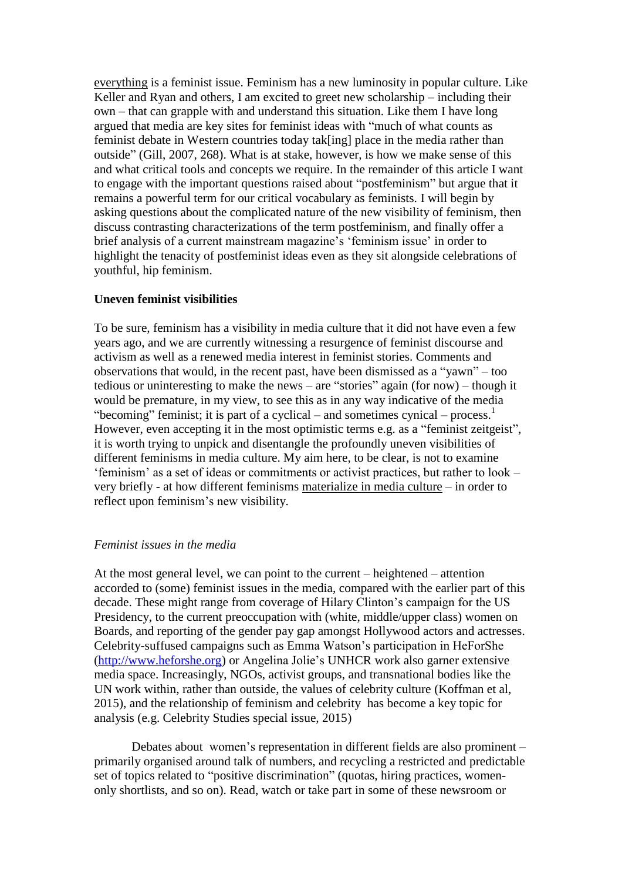everything is a feminist issue. Feminism has a new luminosity in popular culture. Like Keller and Ryan and others, I am excited to greet new scholarship – including their own – that can grapple with and understand this situation. Like them I have long argued that media are key sites for feminist ideas with "much of what counts as feminist debate in Western countries today tak[ing] place in the media rather than outside" (Gill, 2007, 268). What is at stake, however, is how we make sense of this and what critical tools and concepts we require. In the remainder of this article I want to engage with the important questions raised about "postfeminism" but argue that it remains a powerful term for our critical vocabulary as feminists. I will begin by asking questions about the complicated nature of the new visibility of feminism, then discuss contrasting characterizations of the term postfeminism, and finally offer a brief analysis of a current mainstream magazine's 'feminism issue' in order to highlight the tenacity of postfeminist ideas even as they sit alongside celebrations of youthful, hip feminism.

## Uneven feminist visibilities

To be sure, feminism has a visibility in media culture that it did not have even a few years ago, and we are currently witnessing a resurgence of feminist discourse and activism as well as a renewed media interest in feminist stories. Comments and observations that would, in the recent past, have been dismissed as a "yawn" – too tedious or uninteresting to make the news – are "stories" again (for now) – though it would be premature, in my view, to see this as in any way indicative of the media "becoming" feminist; it is part of a cyclical – and sometimes cynical – process.[1] However, even accepting it in the most optimistic terms e.g. as a "feminist zeitgeist", it is worth trying to unpick and disentangle the profoundly uneven visibilities of different feminisms in media culture. My aim here, to be clear, is not to examine 'feminism' as a set of ideas or commitments or activist practices, but rather to look – very briefly - at how different feminisms materialize in media culture – in order to reflect upon feminism's new visibility.

### *Feminist issues in the media*

At the most general level, we can point to the current – heightened – attention accorded to (some) feminist issues in the media, compared with the earlier part of this decade. These might range from coverage of Hilary Clinton's campaign for the US Presidency, to the current preoccupation with (white, middle/upper class) women on Boards, and reporting of the gender pay gap amongst Hollywood actors and actresses. Celebrity-suffused campaigns such as Emma Watson's participation in HeForShe (http://www.heforshe.org) or Angelina Jolie's UNHCR work also garner extensive media space. Increasingly, NGOs, activist groups, and transnational bodies like the UN work within, rather than outside, the values of celebrity culture (Koffman et al, 2015), and the relationship of feminism and celebrity has become a key topic for analysis (e.g. Celebrity Studies special issue, 2015)

Debates about women's representation in different fields are also prominent – primarily organised around talk of numbers, and recycling a restricted and predictable set of topics related to "positive discrimination" (quotas, hiring practices, women-only shortlists, and so on). Read, watch or take part in some of these newsroom or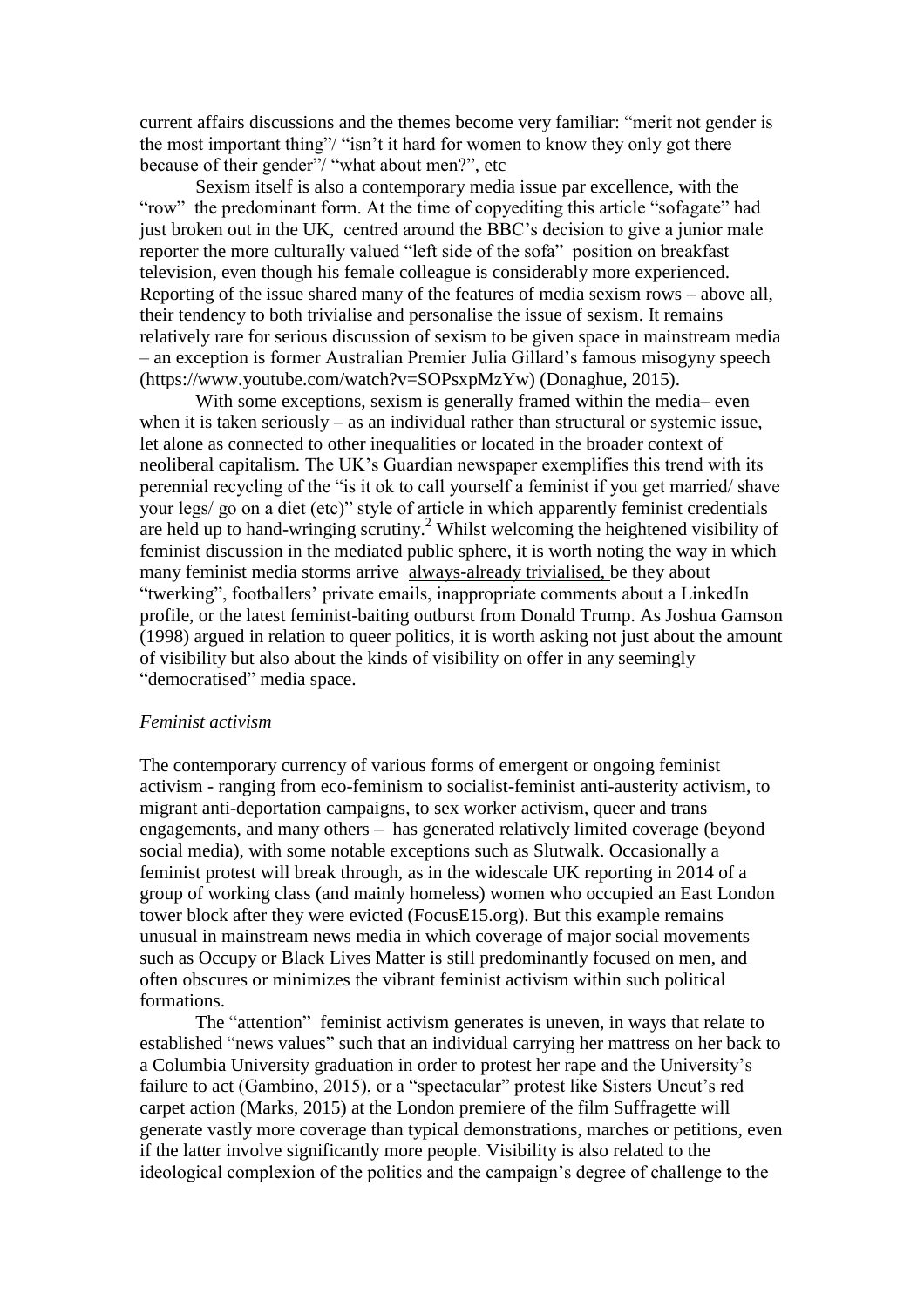current affairs discussions and the themes become very familiar: "merit not gender is the most important thing"/ "isn't it hard for women to know they only got there because of their gender"/ "what about men?", etc

Sexism itself is also a contemporary media issue par excellence, with the "row" the predominant form. At the time of copyediting this article "sofagate" had just broken out in the UK, centred around the BBC's decision to give a junior male reporter the more culturally valued "left side of the sofa" position on breakfast television, even though his female colleague is considerably more experienced. Reporting of the issue shared many of the features of media sexism rows – above all, their tendency to both trivialise and personalise the issue of sexism. It remains relatively rare for serious discussion of sexism to be given space in mainstream media – an exception is former Australian Premier Julia Gillard's famous misogyny speech (https://www.youtube.com/watch?v=SOPsxpMzYw) (Donaghue, 2015).

With some exceptions, sexism is generally framed within the media– even when it is taken seriously – as an individual rather than structural or systemic issue, let alone as connected to other inequalities or located in the broader context of neoliberal capitalism. The UK's Guardian newspaper exemplifies this trend with its perennial recycling of the "is it ok to call yourself a feminist if you get married/ shave your legs/ go on a diet (etc)" style of article in which apparently feminist credentials are held up to hand-wringing scrutiny.[2] Whilst welcoming the heightened visibility of feminist discussion in the mediated public sphere, it is worth noting the way in which many feminist media storms arrive <u>always-already trivialised,</u> be they about "twerking", footballers' private emails, inappropriate comments about a LinkedIn profile, or the latest feminist-baiting outburst from Donald Trump. As Joshua Gamson (1998) argued in relation to queer politics, it is worth asking not just about the amount of visibility but also about the <u>kinds of visibility</u> on offer in any seemingly "democratised" media space.

*Feminist activism*

The contemporary currency of various forms of emergent or ongoing feminist activism - ranging from eco-feminism to socialist-feminist anti-austerity activism, to migrant anti-deportation campaigns, to sex worker activism, queer and trans engagements, and many others – has generated relatively limited coverage (beyond social media), with some notable exceptions such as Slutwalk. Occasionally a feminist protest will break through, as in the widescale UK reporting in 2014 of a group of working class (and mainly homeless) women who occupied an East London tower block after they were evicted (FocusE15.org). But this example remains unusual in mainstream news media in which coverage of major social movements such as Occupy or Black Lives Matter is still predominantly focused on men, and often obscures or minimizes the vibrant feminist activism within such political formations.

The "attention" feminist activism generates is uneven, in ways that relate to established "news values" such that an individual carrying her mattress on her back to a Columbia University graduation in order to protest her rape and the University's failure to act (Gambino, 2015), or a "spectacular" protest like Sisters Uncut's red carpet action (Marks, 2015) at the London premiere of the film Suffragette will generate vastly more coverage than typical demonstrations, marches or petitions, even if the latter involve significantly more people. Visibility is also related to the ideological complexion of the politics and the campaign's degree of challenge to the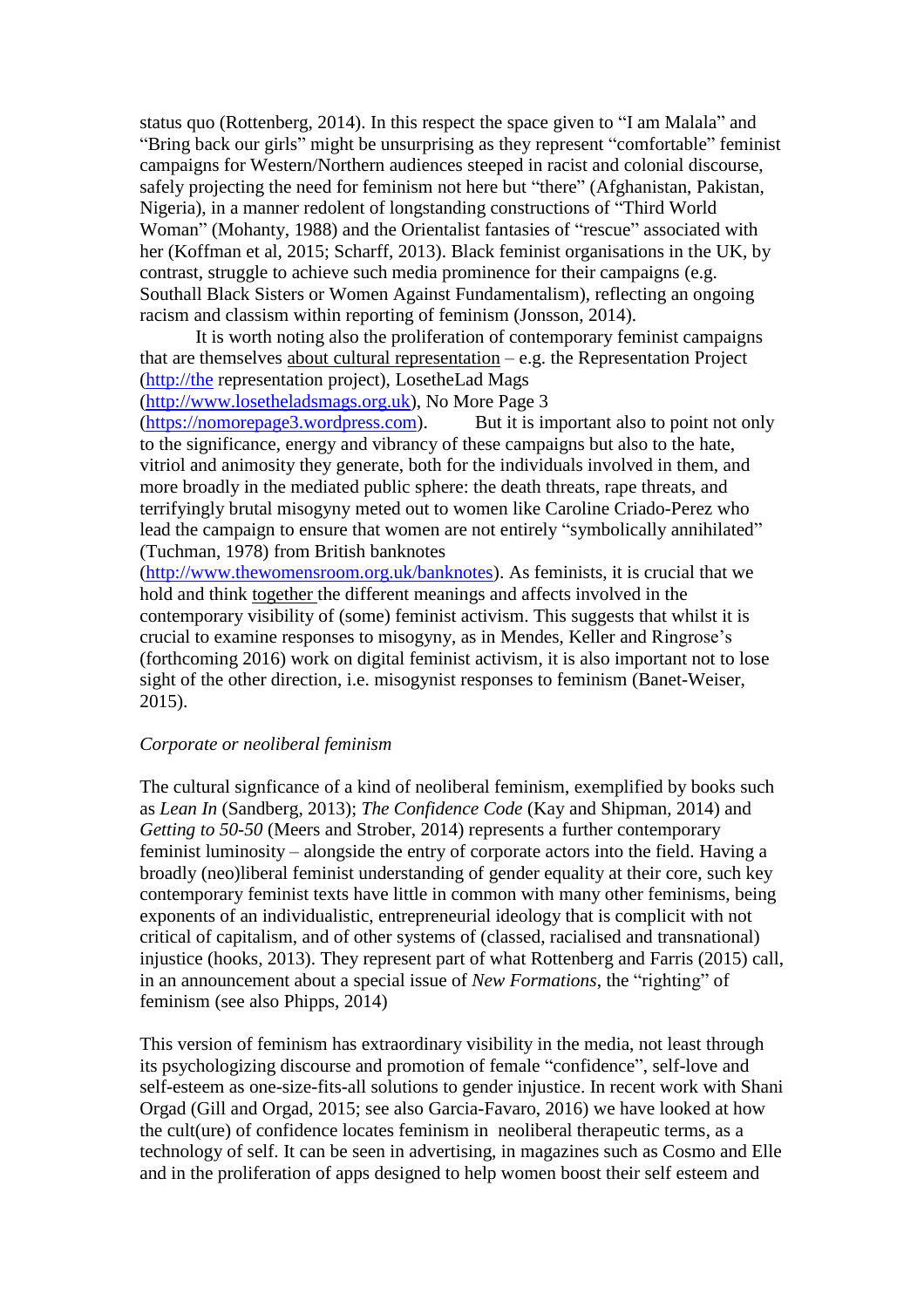status quo (Rottenberg, 2014). In this respect the space given to "I am Malala" and "Bring back our girls" might be unsurprising as they represent "comfortable" feminist campaigns for Western/Northern audiences steeped in racist and colonial discourse, safely projecting the need for feminism not here but "there" (Afghanistan, Pakistan, Nigeria), in a manner redolent of longstanding constructions of "Third World Woman" (Mohanty, 1988) and the Orientalist fantasies of "rescue" associated with her (Koffman et al, 2015; Scharff, 2013). Black feminist organisations in the UK, by contrast, struggle to achieve such media prominence for their campaigns (e.g. Southall Black Sisters or Women Against Fundamentalism), reflecting an ongoing racism and classism within reporting of feminism (Jonsson, 2014).

It is worth noting also the proliferation of contemporary feminist campaigns that are themselves about cultural representation – e.g. the Representation Project (http://the representation project), LosetheLad Mags (http://www.losetheladsmags.org.uk), No More Page 3 (https://nomorepage3.wordpress.com). But it is important also to point not only to the significance, energy and vibrancy of these campaigns but also to the hate, vitriol and animosity they generate, both for the individuals involved in them, and more broadly in the mediated public sphere: the death threats, rape threats, and terrifyingly brutal misogyny meted out to women like Caroline Criado-Perez who lead the campaign to ensure that women are not entirely "symbolically annihilated" (Tuchman, 1978) from British banknotes (http://www.thewomensroom.org.uk/banknotes). As feminists, it is crucial that we hold and think together the different meanings and affects involved in the contemporary visibility of (some) feminist activism. This suggests that whilst it is crucial to examine responses to misogyny, as in Mendes, Keller and Ringrose's (forthcoming 2016) work on digital feminist activism, it is also important not to lose sight of the other direction, i.e. misogynist responses to feminism (Banet-Weiser, 2015).

*Corporate or neoliberal feminism*

The cultural signficance of a kind of neoliberal feminism, exemplified by books such as *Lean In* (Sandberg, 2013); *The Confidence Code* (Kay and Shipman, 2014) and *Getting to 50-50* (Meers and Strober, 2014) represents a further contemporary feminist luminosity – alongside the entry of corporate actors into the field. Having a broadly (neo)liberal feminist understanding of gender equality at their core, such key contemporary feminist texts have little in common with many other feminisms, being exponents of an individualistic, entrepreneurial ideology that is complicit with not critical of capitalism, and of other systems of (classed, racialised and transnational) injustice (hooks, 2013). They represent part of what Rottenberg and Farris (2015) call, in an announcement about a special issue of *New Formations*, the "righting" of feminism (see also Phipps, 2014)

This version of feminism has extraordinary visibility in the media, not least through its psychologizing discourse and promotion of female "confidence", self-love and self-esteem as one-size-fits-all solutions to gender injustice. In recent work with Shani Orgad (Gill and Orgad, 2015; see also Garcia-Favaro, 2016) we have looked at how the cult(ure) of confidence locates feminism in neoliberal therapeutic terms, as a technology of self. It can be seen in advertising, in magazines such as Cosmo and Elle and in the proliferation of apps designed to help women boost their self esteem and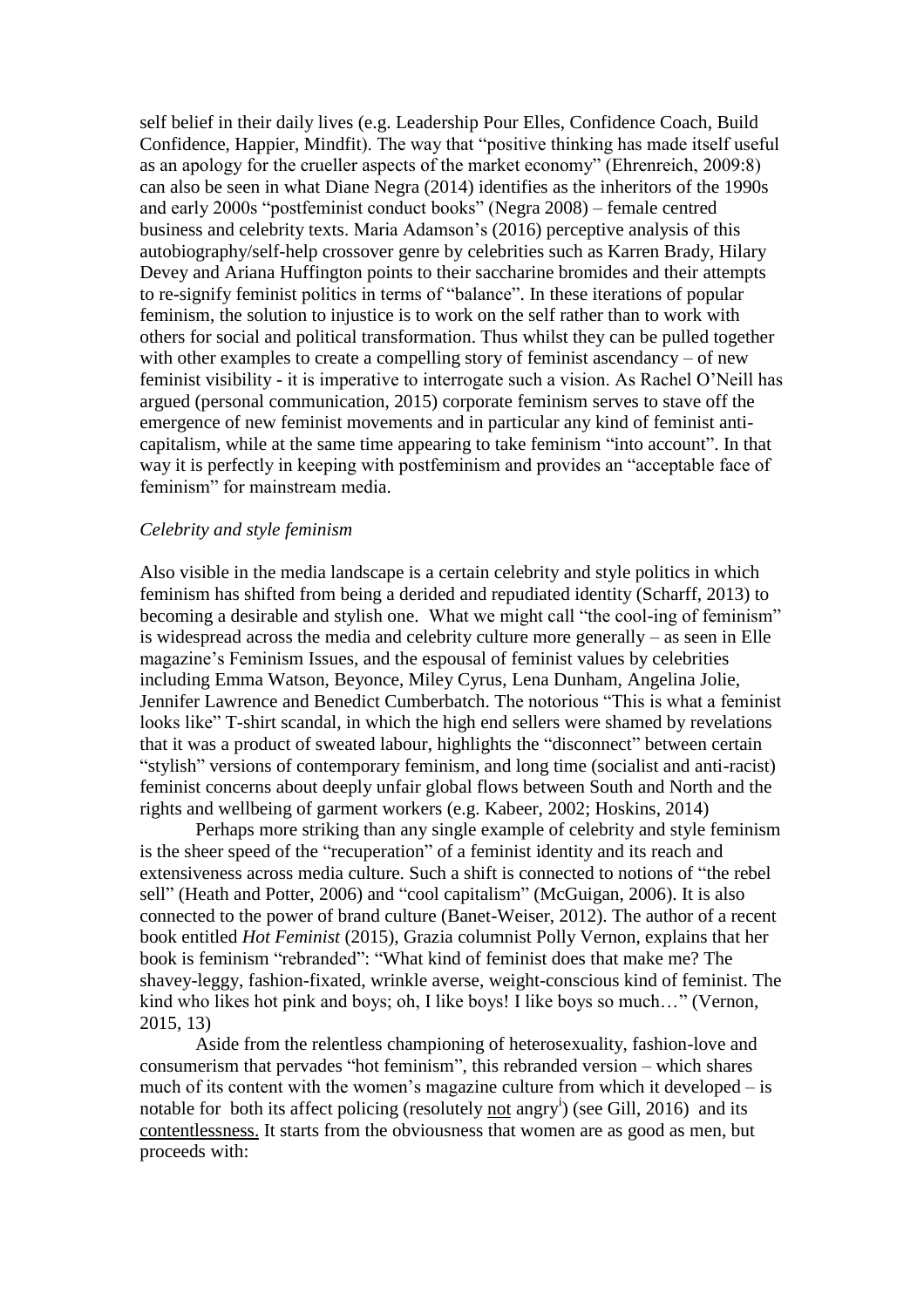self belief in their daily lives (e.g. Leadership Pour Elles, Confidence Coach, Build Confidence, Happier, Mindfit). The way that "positive thinking has made itself useful as an apology for the crueller aspects of the market economy" (Ehrenreich, 2009:8) can also be seen in what Diane Negra (2014) identifies as the inheritors of the 1990s and early 2000s "postfeminist conduct books" (Negra 2008) – female centred business and celebrity texts. Maria Adamson's (2016) perceptive analysis of this autobiography/self-help crossover genre by celebrities such as Karren Brady, Hilary Devey and Ariana Huffington points to their saccharine bromides and their attempts to re-signify feminist politics in terms of "balance". In these iterations of popular feminism, the solution to injustice is to work on the self rather than to work with others for social and political transformation. Thus whilst they can be pulled together with other examples to create a compelling story of feminist ascendancy – of new feminist visibility - it is imperative to interrogate such a vision. As Rachel O'Neill has argued (personal communication, 2015) corporate feminism serves to stave off the emergence of new feminist movements and in particular any kind of feminist anti-capitalism, while at the same time appearing to take feminism "into account". In that way it is perfectly in keeping with postfeminism and provides an "acceptable face of feminism" for mainstream media.

*Celebrity and style feminism*

Also visible in the media landscape is a certain celebrity and style politics in which feminism has shifted from being a derided and repudiated identity (Scharff, 2013) to becoming a desirable and stylish one. What we might call "the cool-ing of feminism" is widespread across the media and celebrity culture more generally – as seen in Elle magazine's Feminism Issues, and the espousal of feminist values by celebrities including Emma Watson, Beyonce, Miley Cyrus, Lena Dunham, Angelina Jolie, Jennifer Lawrence and Benedict Cumberbatch. The notorious "This is what a feminist looks like" T-shirt scandal, in which the high end sellers were shamed by revelations that it was a product of sweated labour, highlights the "disconnect" between certain "stylish" versions of contemporary feminism, and long time (socialist and anti-racist) feminist concerns about deeply unfair global flows between South and North and the rights and wellbeing of garment workers (e.g. Kabeer, 2002; Hoskins, 2014)

Perhaps more striking than any single example of celebrity and style feminism is the sheer speed of the "recuperation" of a feminist identity and its reach and extensiveness across media culture. Such a shift is connected to notions of "the rebel sell" (Heath and Potter, 2006) and "cool capitalism" (McGuigan, 2006). It is also connected to the power of brand culture (Banet-Weiser, 2012). The author of a recent book entitled *Hot Feminist* (2015), Grazia columnist Polly Vernon, explains that her book is feminism "rebranded": "What kind of feminist does that make me? The shavey-leggy, fashion-fixated, wrinkle averse, weight-conscious kind of feminist. The kind who likes hot pink and boys; oh, I like boys! I like boys so much…" (Vernon, 2015, 13)

Aside from the relentless championing of heterosexuality, fashion-love and consumerism that pervades "hot feminism", this rebranded version – which shares much of its content with the women's magazine culture from which it developed – is notable for both its affect policing (resolutely not angry[i]) (see Gill, 2016) and its contentlessness. It starts from the obviousness that women are as good as men, but proceeds with: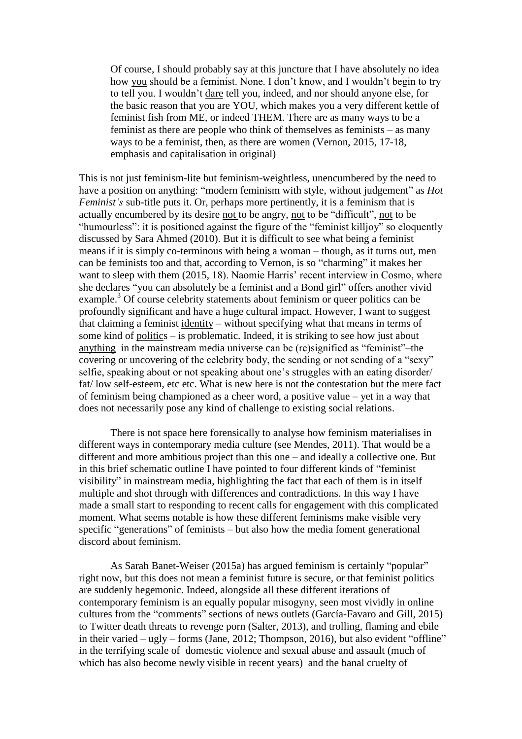> Of course, I should probably say at this juncture that I have absolutely no idea how <u>you</u> should be a feminist. None. I don't know, and I wouldn't begin to try to tell you. I wouldn't <u>dare</u> tell you, indeed, and nor should anyone else, for the basic reason that you are YOU, which makes you a very different kettle of feminist fish from ME, or indeed THEM. There are as many ways to be a feminist as there are people who think of themselves as feminists – as many ways to be a feminist, then, as there are women (Vernon, 2015, 17-18, emphasis and capitalisation in original)

This is not just feminism-lite but feminism-weightless, unencumbered by the need to have a position on anything: "modern feminism with style, without judgement" as *Hot Feminist's* sub-title puts it. Or, perhaps more pertinently, it is a feminism that is actually encumbered by its desire <u>not</u> to be angry, <u>not</u> to be "difficult", <u>not</u> to be "humourless": it is positioned against the figure of the "feminist killjoy" so eloquently discussed by Sara Ahmed (2010). But it is difficult to see what being a feminist means if it is simply co-terminous with being a woman – though, as it turns out, men can be feminists too and that, according to Vernon, is so "charming" it makes her want to sleep with them (2015, 18). Naomie Harris' recent interview in Cosmo, where she declares "you can absolutely be a feminist and a Bond girl" offers another vivid example.[3] Of course celebrity statements about feminism or queer politics can be profoundly significant and have a huge cultural impact. However, I want to suggest that claiming a feminist <u>identity</u> – without specifying what that means in terms of some kind of <u>politics</u> – is problematic. Indeed, it is striking to see how just about <u>anything</u> in the mainstream media universe can be (re)signified as "feminist"–the covering or uncovering of the celebrity body, the sending or not sending of a "sexy" selfie, speaking about or not speaking about one's struggles with an eating disorder/ fat/ low self-esteem, etc etc. What is new here is not the contestation but the mere fact of feminism being championed as a cheer word, a positive value – yet in a way that does not necessarily pose any kind of challenge to existing social relations.

There is not space here forensically to analyse how feminism materialises in different ways in contemporary media culture (see Mendes, 2011). That would be a different and more ambitious project than this one – and ideally a collective one. But in this brief schematic outline I have pointed to four different kinds of "feminist visibility" in mainstream media, highlighting the fact that each of them is in itself multiple and shot through with differences and contradictions. In this way I have made a small start to responding to recent calls for engagement with this complicated moment. What seems notable is how these different feminisms make visible very specific "generations" of feminists – but also how the media foment generational discord about feminism.

As Sarah Banet-Weiser (2015a) has argued feminism is certainly "popular" right now, but this does not mean a feminist future is secure, or that feminist politics are suddenly hegemonic. Indeed, alongside all these different iterations of contemporary feminism is an equally popular misogyny, seen most vividly in online cultures from the "comments" sections of news outlets (García-Favaro and Gill, 2015) to Twitter death threats to revenge porn (Salter, 2013), and trolling, flaming and ebile in their varied – ugly – forms (Jane, 2012; Thompson, 2016), but also evident "offline" in the terrifying scale of domestic violence and sexual abuse and assault (much of which has also become newly visible in recent years) and the banal cruelty of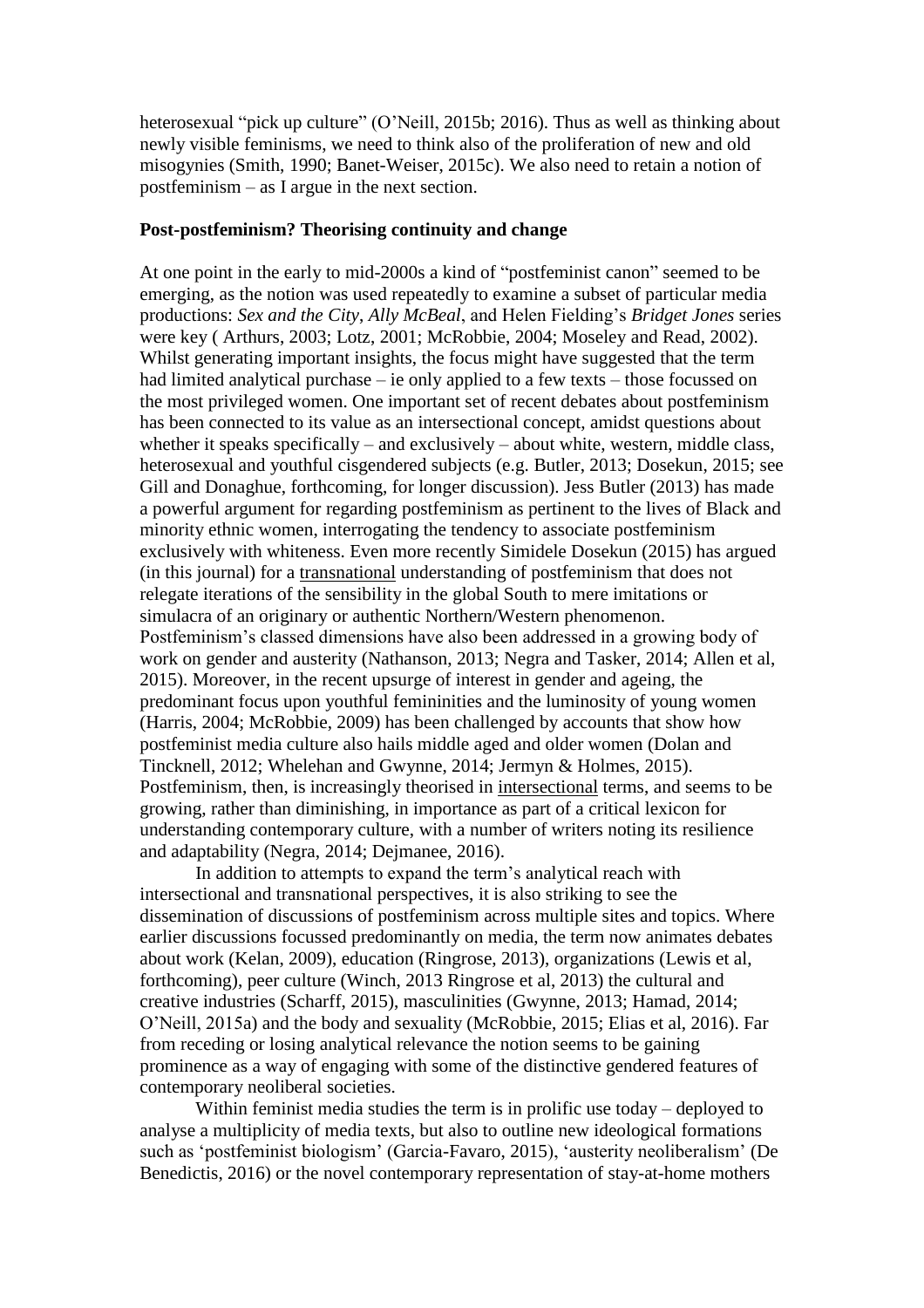heterosexual "pick up culture" (O'Neill, 2015b; 2016). Thus as well as thinking about newly visible feminisms, we need to think also of the proliferation of new and old misogynies (Smith, 1990; Banet-Weiser, 2015c). We also need to retain a notion of postfeminism – as I argue in the next section.

**Post-postfeminism? Theorising continuity and change**

At one point in the early to mid-2000s a kind of "postfeminist canon" seemed to be emerging, as the notion was used repeatedly to examine a subset of particular media productions: *Sex and the City*, *Ally McBeal*, and Helen Fielding's *Bridget Jones* series were key ( Arthurs, 2003; Lotz, 2001; McRobbie, 2004; Moseley and Read, 2002). Whilst generating important insights, the focus might have suggested that the term had limited analytical purchase – ie only applied to a few texts – those focussed on the most privileged women. One important set of recent debates about postfeminism has been connected to its value as an intersectional concept, amidst questions about whether it speaks specifically – and exclusively – about white, western, middle class, heterosexual and youthful cisgendered subjects (e.g. Butler, 2013; Dosekun, 2015; see Gill and Donaghue, forthcoming, for longer discussion). Jess Butler (2013) has made a powerful argument for regarding postfeminism as pertinent to the lives of Black and minority ethnic women, interrogating the tendency to associate postfeminism exclusively with whiteness. Even more recently Simidele Dosekun (2015) has argued (in this journal) for a transnational understanding of postfeminism that does not relegate iterations of the sensibility in the global South to mere imitations or simulacra of an originary or authentic Northern/Western phenomenon. Postfeminism's classed dimensions have also been addressed in a growing body of work on gender and austerity (Nathanson, 2013; Negra and Tasker, 2014; Allen et al, 2015). Moreover, in the recent upsurge of interest in gender and ageing, the predominant focus upon youthful femininities and the luminosity of young women (Harris, 2004; McRobbie, 2009) has been challenged by accounts that show how postfeminist media culture also hails middle aged and older women (Dolan and Tincknell, 2012; Whelehan and Gwynne, 2014; Jermyn & Holmes, 2015). Postfeminism, then, is increasingly theorised in intersectional terms, and seems to be growing, rather than diminishing, in importance as part of a critical lexicon for understanding contemporary culture, with a number of writers noting its resilience and adaptability (Negra, 2014; Dejmanee, 2016).

In addition to attempts to expand the term's analytical reach with intersectional and transnational perspectives, it is also striking to see the dissemination of discussions of postfeminism across multiple sites and topics. Where earlier discussions focussed predominantly on media, the term now animates debates about work (Kelan, 2009), education (Ringrose, 2013), organizations (Lewis et al, forthcoming), peer culture (Winch, 2013 Ringrose et al, 2013) the cultural and creative industries (Scharff, 2015), masculinities (Gwynne, 2013; Hamad, 2014; O'Neill, 2015a) and the body and sexuality (McRobbie, 2015; Elias et al, 2016). Far from receding or losing analytical relevance the notion seems to be gaining prominence as a way of engaging with some of the distinctive gendered features of contemporary neoliberal societies.

Within feminist media studies the term is in prolific use today – deployed to analyse a multiplicity of media texts, but also to outline new ideological formations such as 'postfeminist biologism' (Garcia-Favaro, 2015), 'austerity neoliberalism' (De Benedictis, 2016) or the novel contemporary representation of stay-at-home mothers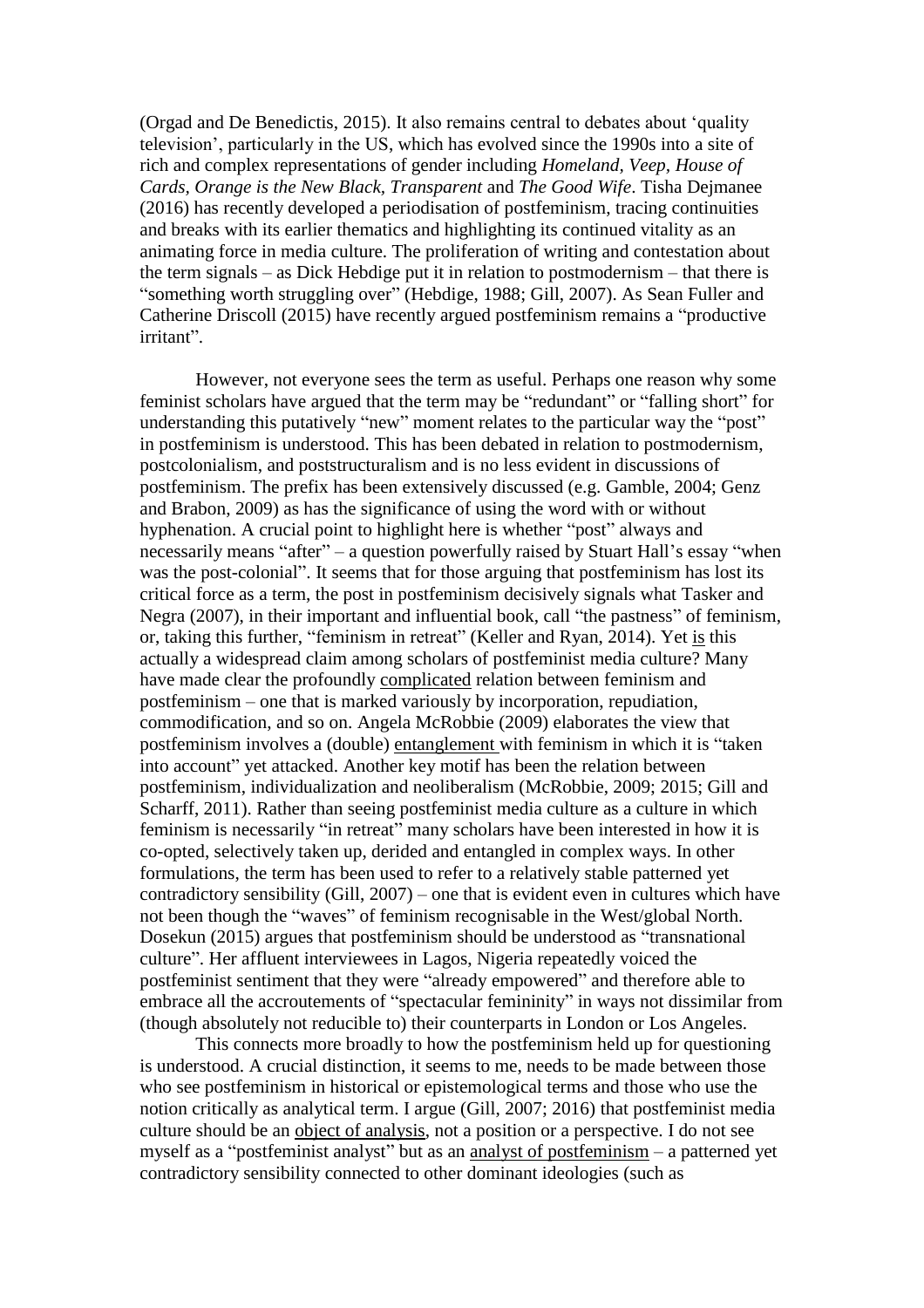(Orgad and De Benedictis, 2015). It also remains central to debates about 'quality television', particularly in the US, which has evolved since the 1990s into a site of rich and complex representations of gender including *Homeland*, *Veep*, *House of Cards*, *Orange is the New Black*, *Transparent* and *The Good Wife*. Tisha Dejmanee (2016) has recently developed a periodisation of postfeminism, tracing continuities and breaks with its earlier thematics and highlighting its continued vitality as an animating force in media culture. The proliferation of writing and contestation about the term signals – as Dick Hebdige put it in relation to postmodernism – that there is "something worth struggling over" (Hebdige, 1988; Gill, 2007). As Sean Fuller and Catherine Driscoll (2015) have recently argued postfeminism remains a "productive irritant".

However, not everyone sees the term as useful. Perhaps one reason why some feminist scholars have argued that the term may be "redundant" or "falling short" for understanding this putatively "new" moment relates to the particular way the "post" in postfeminism is understood. This has been debated in relation to postmodernism, postcolonialism, and poststructuralism and is no less evident in discussions of postfeminism. The prefix has been extensively discussed (e.g. Gamble, 2004; Genz and Brabon, 2009) as has the significance of using the word with or without hyphenation. A crucial point to highlight here is whether "post" always and necessarily means "after" – a question powerfully raised by Stuart Hall's essay "when was the post-colonial". It seems that for those arguing that postfeminism has lost its critical force as a term, the post in postfeminism decisively signals what Tasker and Negra (2007), in their important and influential book, call "the pastness" of feminism, or, taking this further, "feminism in retreat" (Keller and Ryan, 2014). Yet <u>is</u> this actually a widespread claim among scholars of postfeminist media culture? Many have made clear the profoundly <u>complicated</u> relation between feminism and postfeminism – one that is marked variously by incorporation, repudiation, commodification, and so on. Angela McRobbie (2009) elaborates the view that postfeminism involves a (double) <u>entanglement</u> with feminism in which it is "taken into account" yet attacked. Another key motif has been the relation between postfeminism, individualization and neoliberalism (McRobbie, 2009; 2015; Gill and Scharff, 2011). Rather than seeing postfeminist media culture as a culture in which feminism is necessarily "in retreat" many scholars have been interested in how it is co-opted, selectively taken up, derided and entangled in complex ways. In other formulations, the term has been used to refer to a relatively stable patterned yet contradictory sensibility (Gill, 2007) – one that is evident even in cultures which have not been though the "waves" of feminism recognisable in the West/global North. Dosekun (2015) argues that postfeminism should be understood as "transnational culture". Her affluent interviewees in Lagos, Nigeria repeatedly voiced the postfeminist sentiment that they were "already empowered" and therefore able to embrace all the accroutements of "spectacular femininity" in ways not dissimilar from (though absolutely not reducible to) their counterparts in London or Los Angeles.

This connects more broadly to how the postfeminism held up for questioning is understood. A crucial distinction, it seems to me, needs to be made between those who see postfeminism in historical or epistemological terms and those who use the notion critically as analytical term. I argue (Gill, 2007; 2016) that postfeminist media culture should be an <u>object of analysis</u>, not a position or a perspective. I do not see myself as a "postfeminist analyst" but as an <u>analyst of postfeminism</u> – a patterned yet contradictory sensibility connected to other dominant ideologies (such as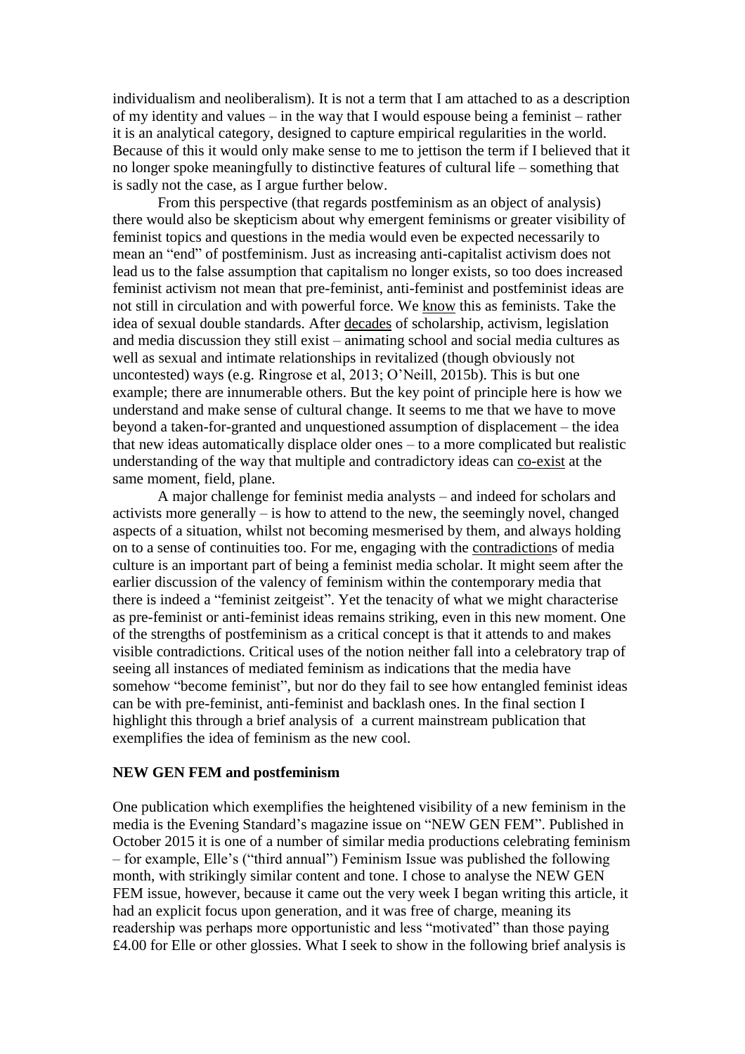individualism and neoliberalism). It is not a term that I am attached to as a description of my identity and values – in the way that I would espouse being a feminist – rather it is an analytical category, designed to capture empirical regularities in the world. Because of this it would only make sense to me to jettison the term if I believed that it no longer spoke meaningfully to distinctive features of cultural life – something that is sadly not the case, as I argue further below.

From this perspective (that regards postfeminism as an object of analysis) there would also be skepticism about why emergent feminisms or greater visibility of feminist topics and questions in the media would even be expected necessarily to mean an "end" of postfeminism. Just as increasing anti-capitalist activism does not lead us to the false assumption that capitalism no longer exists, so too does increased feminist activism not mean that pre-feminist, anti-feminist and postfeminist ideas are not still in circulation and with powerful force. We <u>know</u> this as feminists. Take the idea of sexual double standards. After <u>decades</u> of scholarship, activism, legislation and media discussion they still exist – animating school and social media cultures as well as sexual and intimate relationships in revitalized (though obviously not uncontested) ways (e.g. Ringrose et al, 2013; O'Neill, 2015b). This is but one example; there are innumerable others. But the key point of principle here is how we understand and make sense of cultural change. It seems to me that we have to move beyond a taken-for-granted and unquestioned assumption of displacement – the idea that new ideas automatically displace older ones – to a more complicated but realistic understanding of the way that multiple and contradictory ideas can <u>co-exist</u> at the same moment, field, plane.

A major challenge for feminist media analysts – and indeed for scholars and activists more generally – is how to attend to the new, the seemingly novel, changed aspects of a situation, whilst not becoming mesmerised by them, and always holding on to a sense of continuities too. For me, engaging with the <u>contradiction</u>s of media culture is an important part of being a feminist media scholar. It might seem after the earlier discussion of the valency of feminism within the contemporary media that there is indeed a "feminist zeitgeist". Yet the tenacity of what we might characterise as pre-feminist or anti-feminist ideas remains striking, even in this new moment. One of the strengths of postfeminism as a critical concept is that it attends to and makes visible contradictions. Critical uses of the notion neither fall into a celebratory trap of seeing all instances of mediated feminism as indications that the media have somehow "become feminist", but nor do they fail to see how entangled feminist ideas can be with pre-feminist, anti-feminist and backlash ones. In the final section I highlight this through a brief analysis of a current mainstream publication that exemplifies the idea of feminism as the new cool.

**NEW GEN FEM and postfeminism**

One publication which exemplifies the heightened visibility of a new feminism in the media is the Evening Standard's magazine issue on "NEW GEN FEM". Published in October 2015 it is one of a number of similar media productions celebrating feminism – for example, Elle's ("third annual") Feminism Issue was published the following month, with strikingly similar content and tone. I chose to analyse the NEW GEN FEM issue, however, because it came out the very week I began writing this article, it had an explicit focus upon generation, and it was free of charge, meaning its readership was perhaps more opportunistic and less "motivated" than those paying £4.00 for Elle or other glossies. What I seek to show in the following brief analysis is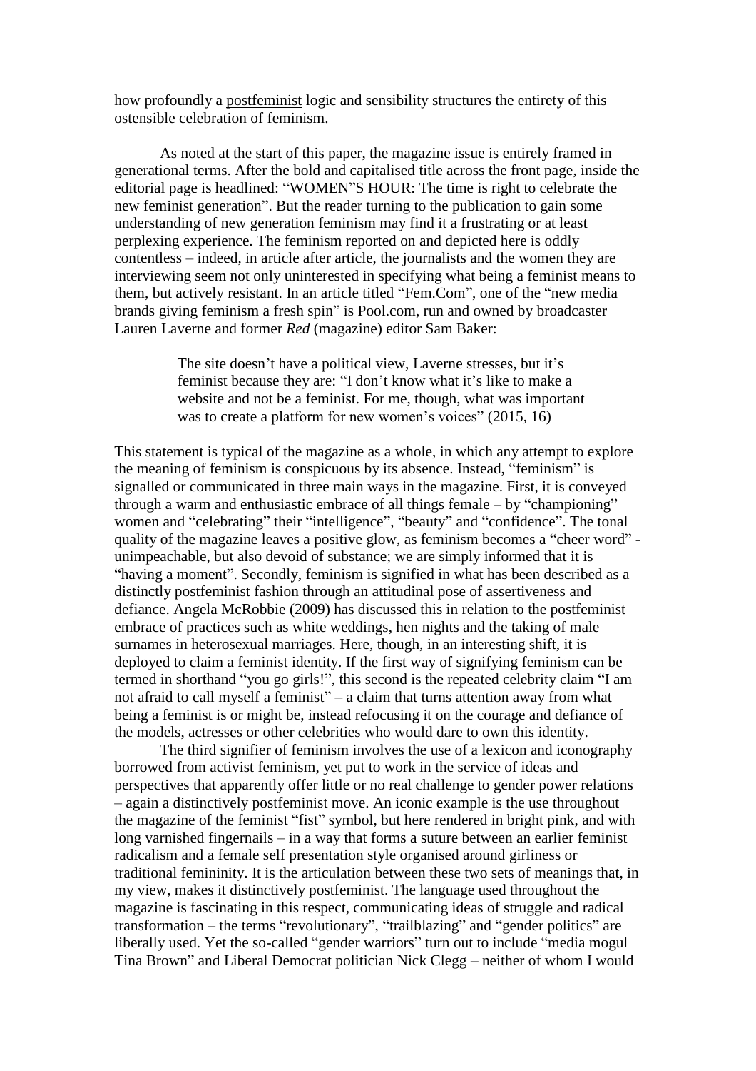how profoundly a postfeminist logic and sensibility structures the entirety of this ostensible celebration of feminism.

As noted at the start of this paper, the magazine issue is entirely framed in generational terms. After the bold and capitalised title across the front page, inside the editorial page is headlined: "WOMEN"S HOUR: The time is right to celebrate the new feminist generation". But the reader turning to the publication to gain some understanding of new generation feminism may find it a frustrating or at least perplexing experience. The feminism reported on and depicted here is oddly contentless – indeed, in article after article, the journalists and the women they are interviewing seem not only uninterested in specifying what being a feminist means to them, but actively resistant. In an article titled "Fem.Com", one of the "new media brands giving feminism a fresh spin" is Pool.com, run and owned by broadcaster Lauren Laverne and former *Red* (magazine) editor Sam Baker:

> The site doesn't have a political view, Laverne stresses, but it's feminist because they are: "I don't know what it's like to make a website and not be a feminist. For me, though, what was important was to create a platform for new women's voices" (2015, 16)

This statement is typical of the magazine as a whole, in which any attempt to explore the meaning of feminism is conspicuous by its absence. Instead, "feminism" is signalled or communicated in three main ways in the magazine. First, it is conveyed through a warm and enthusiastic embrace of all things female – by "championing" women and "celebrating" their "intelligence", "beauty" and "confidence". The tonal quality of the magazine leaves a positive glow, as feminism becomes a "cheer word" - unimpeachable, but also devoid of substance; we are simply informed that it is "having a moment". Secondly, feminism is signified in what has been described as a distinctly postfeminist fashion through an attitudinal pose of assertiveness and defiance. Angela McRobbie (2009) has discussed this in relation to the postfeminist embrace of practices such as white weddings, hen nights and the taking of male surnames in heterosexual marriages. Here, though, in an interesting shift, it is deployed to claim a feminist identity. If the first way of signifying feminism can be termed in shorthand "you go girls!", this second is the repeated celebrity claim "I am not afraid to call myself a feminist" – a claim that turns attention away from what being a feminist is or might be, instead refocusing it on the courage and defiance of the models, actresses or other celebrities who would dare to own this identity.

The third signifier of feminism involves the use of a lexicon and iconography borrowed from activist feminism, yet put to work in the service of ideas and perspectives that apparently offer little or no real challenge to gender power relations – again a distinctively postfeminist move. An iconic example is the use throughout the magazine of the feminist "fist" symbol, but here rendered in bright pink, and with long varnished fingernails – in a way that forms a suture between an earlier feminist radicalism and a female self presentation style organised around girliness or traditional femininity. It is the articulation between these two sets of meanings that, in my view, makes it distinctively postfeminist. The language used throughout the magazine is fascinating in this respect, communicating ideas of struggle and radical transformation – the terms "revolutionary", "trailblazing" and "gender politics" are liberally used. Yet the so-called "gender warriors" turn out to include "media mogul Tina Brown" and Liberal Democrat politician Nick Clegg – neither of whom I would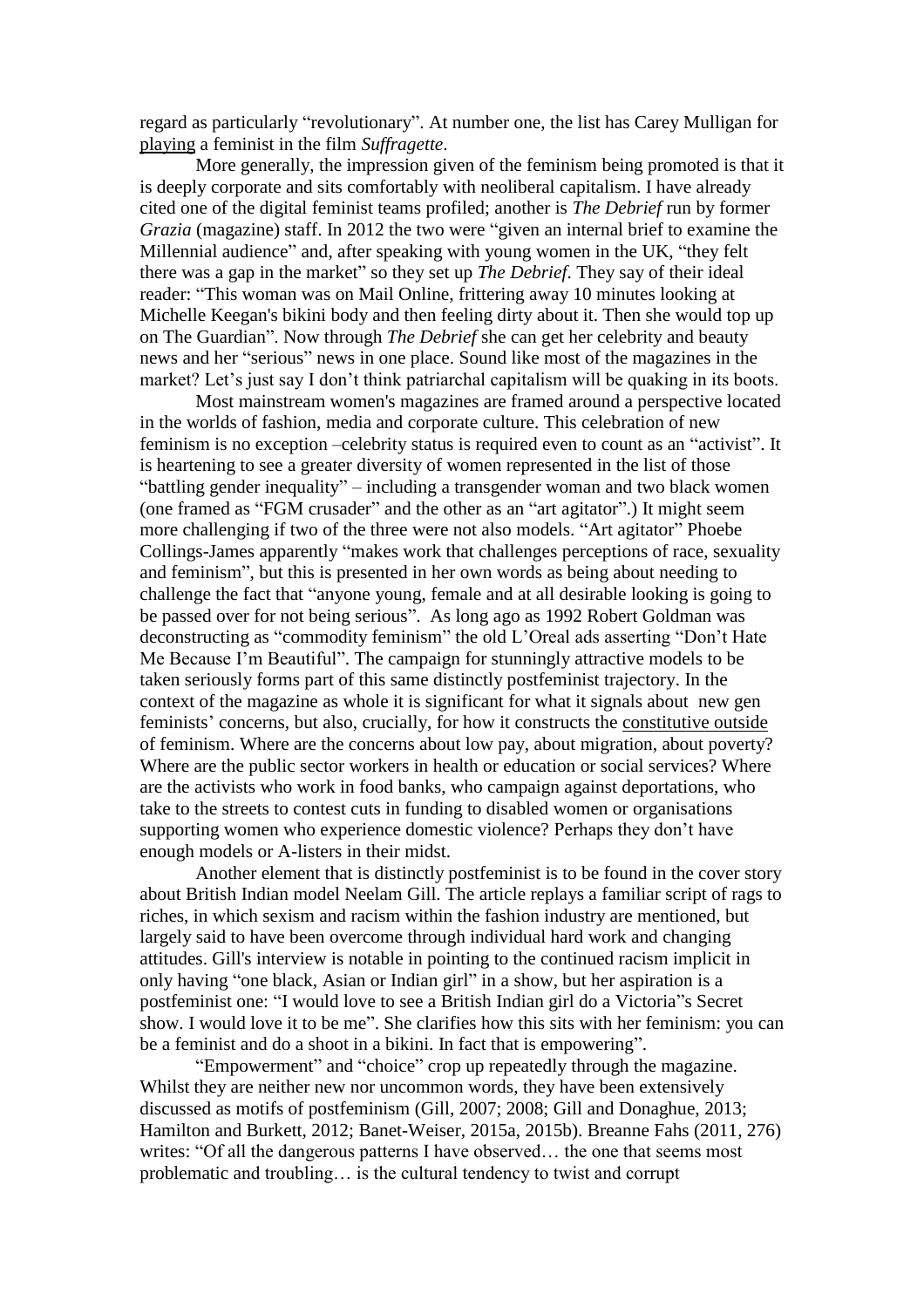regard as particularly "revolutionary". At number one, the list has Carey Mulligan for playing a feminist in the film *Suffragette*.

More generally, the impression given of the feminism being promoted is that it is deeply corporate and sits comfortably with neoliberal capitalism. I have already cited one of the digital feminist teams profiled; another is *The Debrief* run by former *Grazia* (magazine) staff. In 2012 the two were "given an internal brief to examine the Millennial audience" and, after speaking with young women in the UK, "they felt there was a gap in the market" so they set up *The Debrief*. They say of their ideal reader: "This woman was on Mail Online, frittering away 10 minutes looking at Michelle Keegan's bikini body and then feeling dirty about it. Then she would top up on The Guardian". Now through *The Debrief* she can get her celebrity and beauty news and her "serious" news in one place. Sound like most of the magazines in the market? Let's just say I don't think patriarchal capitalism will be quaking in its boots.

Most mainstream women's magazines are framed around a perspective located in the worlds of fashion, media and corporate culture. This celebration of new feminism is no exception –celebrity status is required even to count as an "activist". It is heartening to see a greater diversity of women represented in the list of those "battling gender inequality" – including a transgender woman and two black women (one framed as "FGM crusader" and the other as an "art agitator".) It might seem more challenging if two of the three were not also models. "Art agitator" Phoebe Collings-James apparently "makes work that challenges perceptions of race, sexuality and feminism", but this is presented in her own words as being about needing to challenge the fact that "anyone young, female and at all desirable looking is going to be passed over for not being serious". As long ago as 1992 Robert Goldman was deconstructing as "commodity feminism" the old L'Oreal ads asserting "Don't Hate Me Because I'm Beautiful". The campaign for stunningly attractive models to be taken seriously forms part of this same distinctly postfeminist trajectory. In the context of the magazine as whole it is significant for what it signals about new gen feminists' concerns, but also, crucially, for how it constructs the constitutive outside of feminism. Where are the concerns about low pay, about migration, about poverty? Where are the public sector workers in health or education or social services? Where are the activists who work in food banks, who campaign against deportations, who take to the streets to contest cuts in funding to disabled women or organisations supporting women who experience domestic violence? Perhaps they don't have enough models or A-listers in their midst.

Another element that is distinctly postfeminist is to be found in the cover story about British Indian model Neelam Gill. The article replays a familiar script of rags to riches, in which sexism and racism within the fashion industry are mentioned, but largely said to have been overcome through individual hard work and changing attitudes. Gill's interview is notable in pointing to the continued racism implicit in only having "one black, Asian or Indian girl" in a show, but her aspiration is a postfeminist one: "I would love to see a British Indian girl do a Victoria"s Secret show. I would love it to be me". She clarifies how this sits with her feminism: you can be a feminist and do a shoot in a bikini. In fact that is empowering".

"Empowerment" and "choice" crop up repeatedly through the magazine. Whilst they are neither new nor uncommon words, they have been extensively discussed as motifs of postfeminism (Gill, 2007; 2008; Gill and Donaghue, 2013; Hamilton and Burkett, 2012; Banet-Weiser, 2015a, 2015b). Breanne Fahs (2011, 276) writes: "Of all the dangerous patterns I have observed… the one that seems most problematic and troubling… is the cultural tendency to twist and corrupt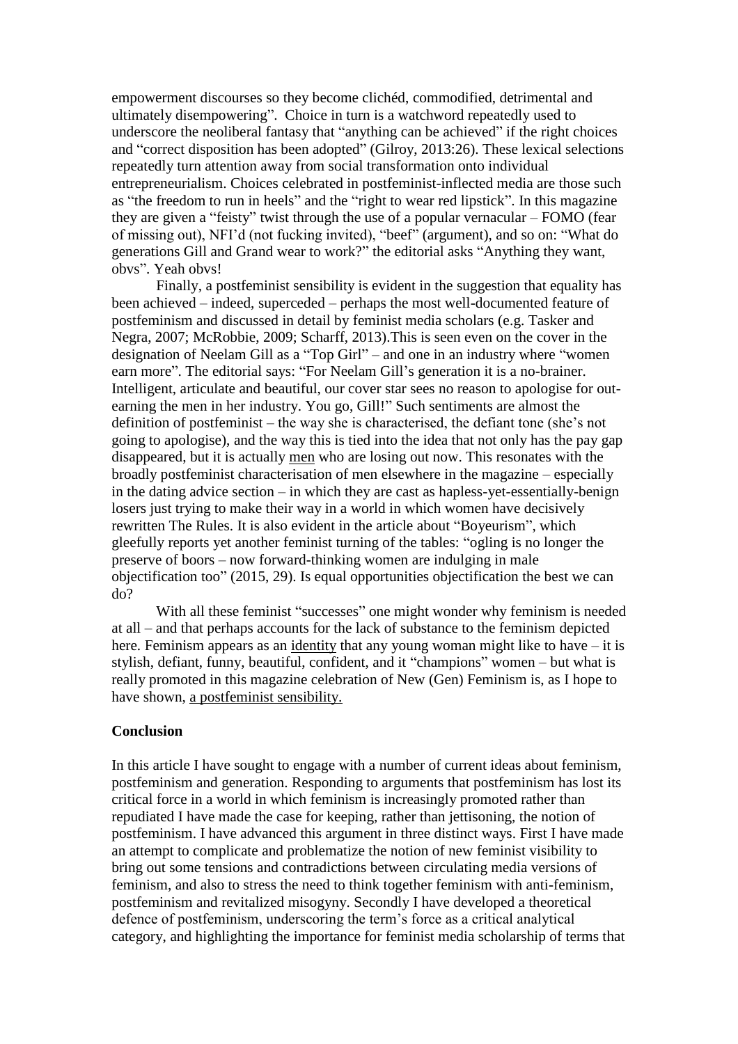empowerment discourses so they become clichéd, commodified, detrimental and ultimately disempowering". Choice in turn is a watchword repeatedly used to underscore the neoliberal fantasy that "anything can be achieved" if the right choices and "correct disposition has been adopted" (Gilroy, 2013:26). These lexical selections repeatedly turn attention away from social transformation onto individual entrepreneurialism. Choices celebrated in postfeminist-inflected media are those such as "the freedom to run in heels" and the "right to wear red lipstick". In this magazine they are given a "feisty" twist through the use of a popular vernacular – FOMO (fear of missing out), NFI'd (not fucking invited), "beef" (argument), and so on: "What do generations Gill and Grand wear to work?" the editorial asks "Anything they want, obvs". Yeah obvs!

Finally, a postfeminist sensibility is evident in the suggestion that equality has been achieved – indeed, superceded – perhaps the most well-documented feature of postfeminism and discussed in detail by feminist media scholars (e.g. Tasker and Negra, 2007; McRobbie, 2009; Scharff, 2013).This is seen even on the cover in the designation of Neelam Gill as a "Top Girl" – and one in an industry where "women earn more". The editorial says: "For Neelam Gill's generation it is a no-brainer. Intelligent, articulate and beautiful, our cover star sees no reason to apologise for out-earning the men in her industry. You go, Gill!" Such sentiments are almost the definition of postfeminist – the way she is characterised, the defiant tone (she's not going to apologise), and the way this is tied into the idea that not only has the pay gap disappeared, but it is actually <u>men</u> who are losing out now. This resonates with the broadly postfeminist characterisation of men elsewhere in the magazine – especially in the dating advice section – in which they are cast as hapless-yet-essentially-benign losers just trying to make their way in a world in which women have decisively rewritten The Rules. It is also evident in the article about "Boyeurism", which gleefully reports yet another feminist turning of the tables: "ogling is no longer the preserve of boors – now forward-thinking women are indulging in male objectification too" (2015, 29). Is equal opportunities objectification the best we can do?

With all these feminist "successes" one might wonder why feminism is needed at all – and that perhaps accounts for the lack of substance to the feminism depicted here. Feminism appears as an <u>identity</u> that any young woman might like to have – it is stylish, defiant, funny, beautiful, confident, and it "champions" women – but what is really promoted in this magazine celebration of New (Gen) Feminism is, as I hope to have shown, <u>a postfeminist sensibility.</u>

**Conclusion**

In this article I have sought to engage with a number of current ideas about feminism, postfeminism and generation. Responding to arguments that postfeminism has lost its critical force in a world in which feminism is increasingly promoted rather than repudiated I have made the case for keeping, rather than jettisoning, the notion of postfeminism. I have advanced this argument in three distinct ways. First I have made an attempt to complicate and problematize the notion of new feminist visibility to bring out some tensions and contradictions between circulating media versions of feminism, and also to stress the need to think together feminism with anti-feminism, postfeminism and revitalized misogyny. Secondly I have developed a theoretical defence of postfeminism, underscoring the term's force as a critical analytical category, and highlighting the importance for feminist media scholarship of terms that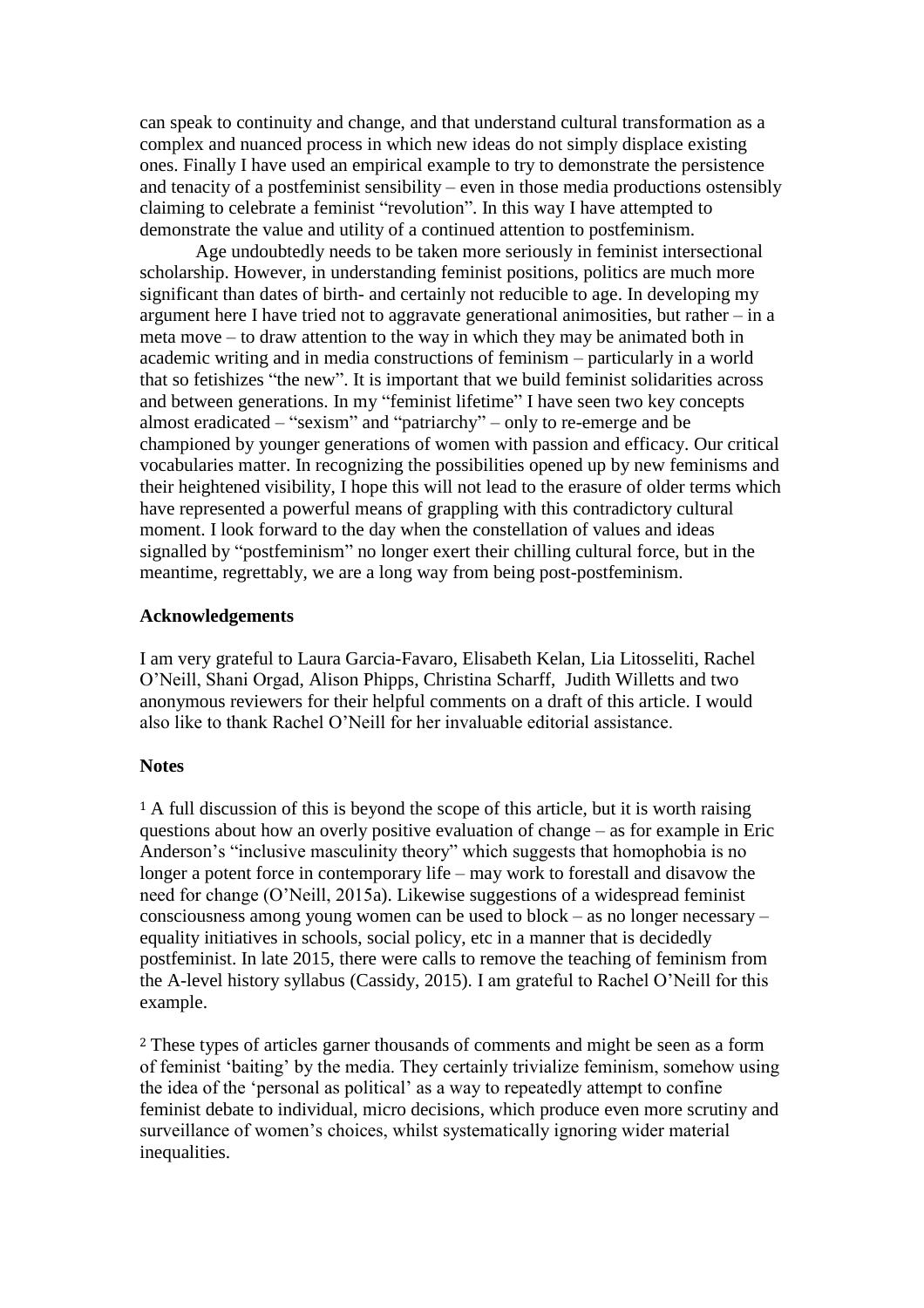can speak to continuity and change, and that understand cultural transformation as a complex and nuanced process in which new ideas do not simply displace existing ones. Finally I have used an empirical example to try to demonstrate the persistence and tenacity of a postfeminist sensibility – even in those media productions ostensibly claiming to celebrate a feminist "revolution". In this way I have attempted to demonstrate the value and utility of a continued attention to postfeminism.

Age undoubtedly needs to be taken more seriously in feminist intersectional scholarship. However, in understanding feminist positions, politics are much more significant than dates of birth- and certainly not reducible to age. In developing my argument here I have tried not to aggravate generational animosities, but rather – in a meta move – to draw attention to the way in which they may be animated both in academic writing and in media constructions of feminism – particularly in a world that so fetishizes "the new". It is important that we build feminist solidarities across and between generations. In my "feminist lifetime" I have seen two key concepts almost eradicated – "sexism" and "patriarchy" – only to re-emerge and be championed by younger generations of women with passion and efficacy. Our critical vocabularies matter. In recognizing the possibilities opened up by new feminisms and their heightened visibility, I hope this will not lead to the erasure of older terms which have represented a powerful means of grappling with this contradictory cultural moment. I look forward to the day when the constellation of values and ideas signalled by "postfeminism" no longer exert their chilling cultural force, but in the meantime, regrettably, we are a long way from being post-postfeminism.

**Acknowledgements**

I am very grateful to Laura Garcia-Favaro, Elisabeth Kelan, Lia Litosseliti, Rachel O'Neill, Shani Orgad, Alison Phipps, Christina Scharff, Judith Willetts and two anonymous reviewers for their helpful comments on a draft of this article. I would also like to thank Rachel O'Neill for her invaluable editorial assistance.

**Notes**

[1] A full discussion of this is beyond the scope of this article, but it is worth raising questions about how an overly positive evaluation of change – as for example in Eric Anderson's "inclusive masculinity theory" which suggests that homophobia is no longer a potent force in contemporary life – may work to forestall and disavow the need for change (O'Neill, 2015a). Likewise suggestions of a widespread feminist consciousness among young women can be used to block – as no longer necessary – equality initiatives in schools, social policy, etc in a manner that is decidedly postfeminist. In late 2015, there were calls to remove the teaching of feminism from the A-level history syllabus (Cassidy, 2015). I am grateful to Rachel O'Neill for this example.

[2] These types of articles garner thousands of comments and might be seen as a form of feminist 'baiting' by the media. They certainly trivialize feminism, somehow using the idea of the 'personal as political' as a way to repeatedly attempt to confine feminist debate to individual, micro decisions, which produce even more scrutiny and surveillance of women's choices, whilst systematically ignoring wider material inequalities.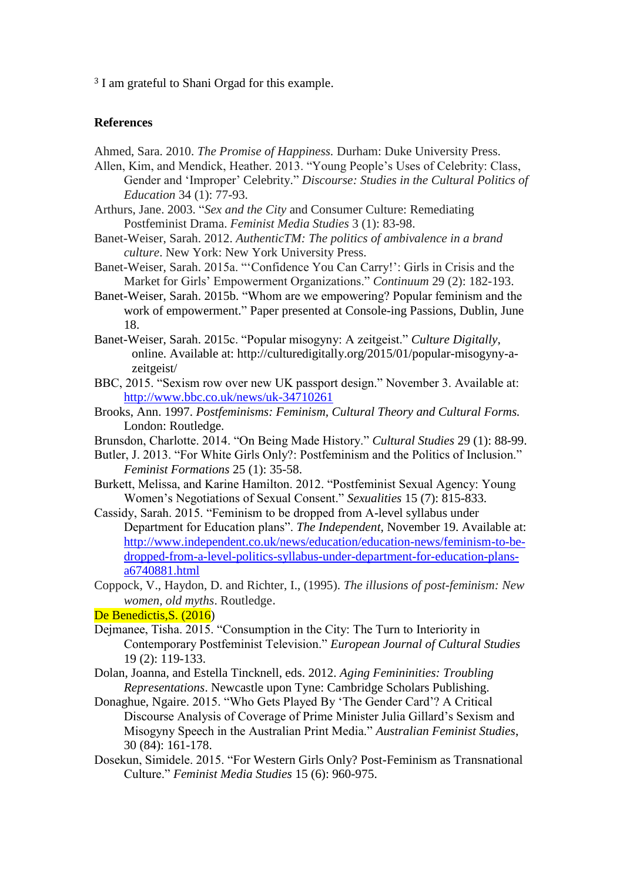[3] I am grateful to Shani Orgad for this example.

## References

Ahmed, Sara. 2010. *The Promise of Happiness.* Durham: Duke University Press.

Allen, Kim, and Mendick, Heather. 2013. "Young People's Uses of Celebrity: Class, Gender and 'Improper' Celebrity." *Discourse: Studies in the Cultural Politics of Education* 34 (1): 77-93.

Arthurs, Jane. 2003. "*Sex and the City* and Consumer Culture: Remediating Postfeminist Drama. *Feminist Media Studies* 3 (1): 83-98.

Banet-Weiser, Sarah. 2012. *AuthenticTM: The politics of ambivalence in a brand culture*. New York: New York University Press.

Banet-Weiser, Sarah. 2015a. "'Confidence You Can Carry!': Girls in Crisis and the Market for Girls' Empowerment Organizations." *Continuum* 29 (2): 182-193.

Banet-Weiser, Sarah. 2015b. "Whom are we empowering? Popular feminism and the work of empowerment." Paper presented at Console-ing Passions, Dublin, June 18.

Banet-Weiser, Sarah. 2015c. "Popular misogyny: A zeitgeist." *Culture Digitally*, online. Available at: http://culturedigitally.org/2015/01/popular-misogyny-a-zeitgeist/

BBC, 2015. "Sexism row over new UK passport design." November 3. Available at: http://www.bbc.co.uk/news/uk-34710261

Brooks, Ann. 1997. *Postfeminisms: Feminism, Cultural Theory and Cultural Forms.* London: Routledge.

Brunsdon, Charlotte. 2014. "On Being Made History." *Cultural Studies* 29 (1): 88-99.

Butler, J. 2013. "For White Girls Only?: Postfeminism and the Politics of Inclusion." *Feminist Formations* 25 (1): 35-58.

Burkett, Melissa, and Karine Hamilton. 2012. "Postfeminist Sexual Agency: Young Women's Negotiations of Sexual Consent." *Sexualities* 15 (7): 815-833.

Cassidy, Sarah. 2015. "Feminism to be dropped from A-level syllabus under Department for Education plans". *The Independent*, November 19. Available at: http://www.independent.co.uk/news/education/education-news/feminism-to-be-dropped-from-a-level-politics-syllabus-under-department-for-education-plans-a6740881.html

Coppock, V., Haydon, D. and Richter, I., (1995). *The illusions of post-feminism: New women, old myths*. Routledge.

De Benedictis,S. (2016)

Dejmanee, Tisha. 2015. "Consumption in the City: The Turn to Interiority in Contemporary Postfeminist Television." *European Journal of Cultural Studies* 19 (2): 119-133.

Dolan, Joanna, and Estella Tincknell, eds. 2012. *Aging Femininities: Troubling Representations*. Newcastle upon Tyne: Cambridge Scholars Publishing.

Donaghue, Ngaire. 2015. "Who Gets Played By 'The Gender Card'? A Critical Discourse Analysis of Coverage of Prime Minister Julia Gillard's Sexism and Misogyny Speech in the Australian Print Media." *Australian Feminist Studies*, 30 (84): 161-178.

Dosekun, Simidele. 2015. "For Western Girls Only? Post-Feminism as Transnational Culture." *Feminist Media Studies* 15 (6): 960-975.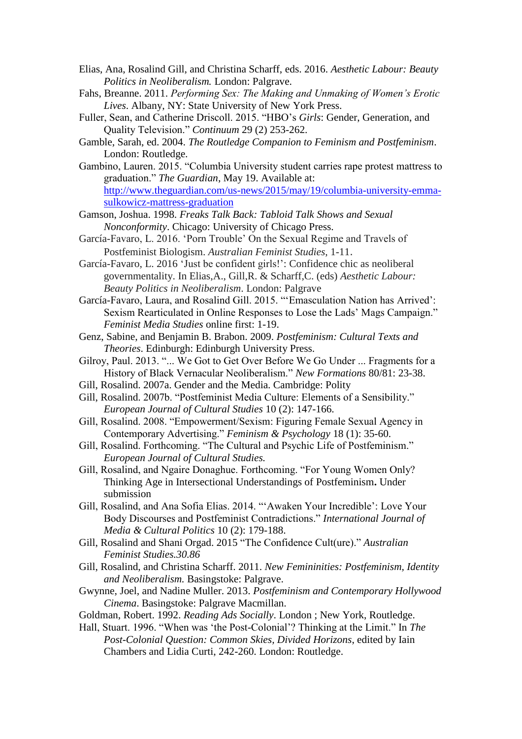Elias, Ana, Rosalind Gill, and Christina Scharff, eds. 2016. *Aesthetic Labour: Beauty Politics in Neoliberalism.* London: Palgrave.

Fahs, Breanne. 2011. *Performing Sex: The Making and Unmaking of Women's Erotic Lives*. Albany, NY: State University of New York Press.

Fuller, Sean, and Catherine Driscoll. 2015. "HBO's *Girls*: Gender, Generation, and Quality Television." *Continuum* 29 (2) 253-262.

Gamble, Sarah, ed. 2004. *The Routledge Companion to Feminism and Postfeminism*. London: Routledge.

Gambino, Lauren. 2015. "Columbia University student carries rape protest mattress to graduation." *The Guardian*, May 19. Available at: [http://www.theguardian.com/us-news/2015/may/19/columbia-university-emma-sulkowicz-mattress-graduation](http://www.theguardian.com/us-news/2015/may/19/columbia-university-emma-sulkowicz-mattress-graduation)

Gamson, Joshua. 1998. *Freaks Talk Back: Tabloid Talk Shows and Sexual Nonconformity*. Chicago: University of Chicago Press.

García-Favaro, L. 2016. 'Porn Trouble' On the Sexual Regime and Travels of Postfeminist Biologism. *Australian Feminist Studies*, 1-11.

García-Favaro, L. 2016 'Just be confident girls!': Confidence chic as neoliberal governmentality. In Elias,A., Gill,R. & Scharff,C. (eds) *Aesthetic Labour: Beauty Politics in Neoliberalism*. London: Palgrave

García-Favaro, Laura, and Rosalind Gill. 2015. "'Emasculation Nation has Arrived': Sexism Rearticulated in Online Responses to Lose the Lads' Mags Campaign." *Feminist Media Studies* online first: 1-19.

Genz, Sabine, and Benjamin B. Brabon. 2009. *Postfeminism: Cultural Texts and Theories*. Edinburgh: Edinburgh University Press.

Gilroy, Paul. 2013. "... We Got to Get Over Before We Go Under ... Fragments for a History of Black Vernacular Neoliberalism." *New Formations* 80/81: 23-38.

Gill, Rosalind. 2007a. Gender and the Media. Cambridge: Polity

Gill, Rosalind. 2007b. "Postfeminist Media Culture: Elements of a Sensibility." *European Journal of Cultural Studies* 10 (2): 147-166.

Gill, Rosalind. 2008. "Empowerment/Sexism: Figuring Female Sexual Agency in Contemporary Advertising." *Feminism & Psychology* 18 (1): 35-60.

Gill, Rosalind. Forthcoming. "The Cultural and Psychic Life of Postfeminism." *European Journal of Cultural Studies.*

Gill, Rosalind, and Ngaire Donaghue. Forthcoming. "For Young Women Only? Thinking Age in Intersectional Understandings of Postfeminism**.** Under submission

Gill, Rosalind, and Ana Sofia Elias. 2014. "'Awaken Your Incredible': Love Your Body Discourses and Postfeminist Contradictions." *International Journal of Media & Cultural Politics* 10 (2): 179-188.

Gill, Rosalind and Shani Orgad. 2015 "The Confidence Cult(ure)." *Australian Feminist Studies.30.86*

Gill, Rosalind, and Christina Scharff. 2011. *New Femininities: Postfeminism, Identity and Neoliberalism.* Basingstoke: Palgrave.

Gwynne, Joel, and Nadine Muller. 2013. *Postfeminism and Contemporary Hollywood Cinema*. Basingstoke: Palgrave Macmillan.

Goldman, Robert. 1992. *Reading Ads Socially*. London ; New York, Routledge.

Hall, Stuart. 1996. "When was 'the Post-Colonial'? Thinking at the Limit." In *The Post-Colonial Question: Common Skies, Divided Horizons*, edited by Iain Chambers and Lidia Curti, 242-260. London: Routledge.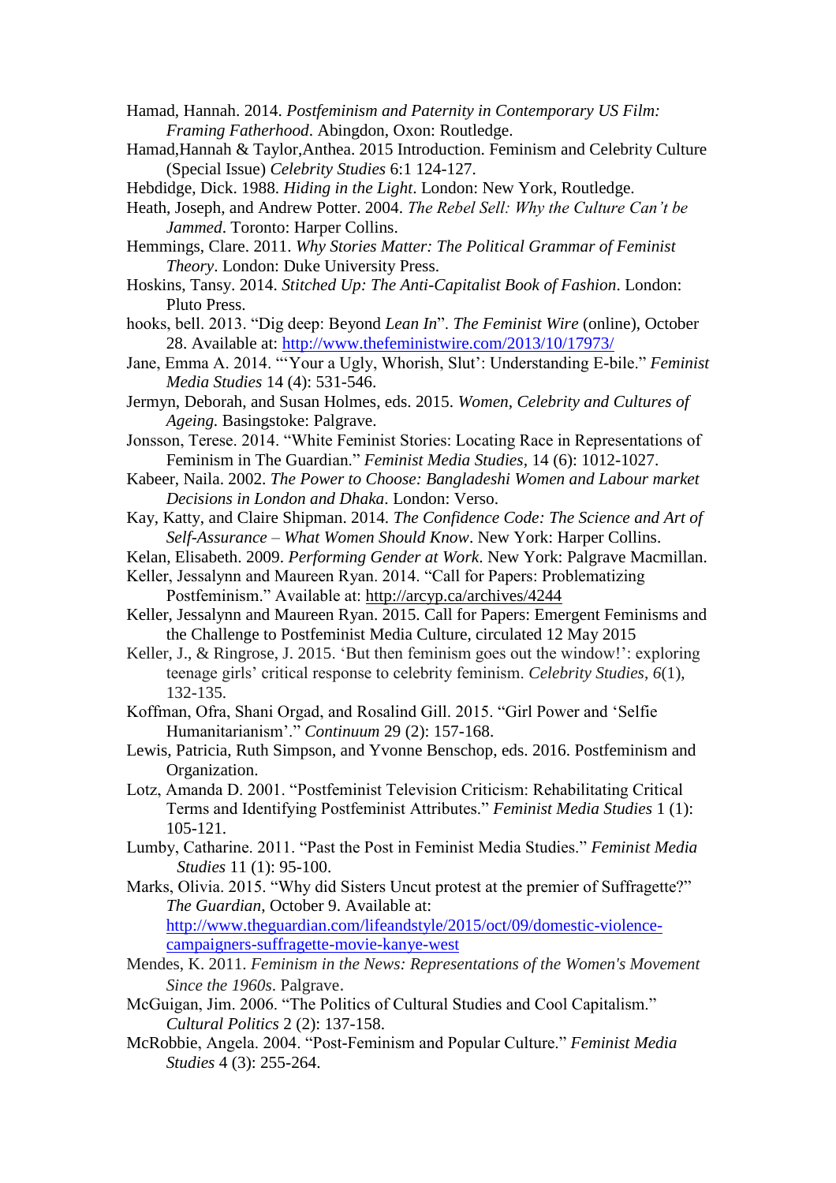Hamad, Hannah. 2014. *Postfeminism and Paternity in Contemporary US Film: Framing Fatherhood*. Abingdon, Oxon: Routledge.

Hamad,Hannah & Taylor,Anthea. 2015 Introduction. Feminism and Celebrity Culture (Special Issue) *Celebrity Studies* 6:1 124-127.

Hebdidge, Dick. 1988. *Hiding in the Light*. London: New York, Routledge.

Heath, Joseph, and Andrew Potter. 2004. *The Rebel Sell: Why the Culture Can't be Jammed*. Toronto: Harper Collins.

Hemmings, Clare. 2011. *Why Stories Matter: The Political Grammar of Feminist Theory*. London: Duke University Press.

Hoskins, Tansy. 2014. *Stitched Up: The Anti-Capitalist Book of Fashion*. London: Pluto Press.

hooks, bell. 2013. "Dig deep: Beyond *Lean In*". *The Feminist Wire* (online), October 28. Available at: http://www.thefeministwire.com/2013/10/17973/

Jane, Emma A. 2014. "'Your a Ugly, Whorish, Slut': Understanding E-bile." *Feminist Media Studies* 14 (4): 531-546.

Jermyn, Deborah, and Susan Holmes, eds. 2015. *Women, Celebrity and Cultures of Ageing.* Basingstoke: Palgrave.

Jonsson, Terese. 2014. "White Feminist Stories: Locating Race in Representations of Feminism in The Guardian." *Feminist Media Studies*, 14 (6): 1012-1027.

Kabeer, Naila. 2002. *The Power to Choose: Bangladeshi Women and Labour market Decisions in London and Dhaka*. London: Verso.

Kay, Katty, and Claire Shipman. 2014. *The Confidence Code: The Science and Art of Self-Assurance – What Women Should Know*. New York: Harper Collins.

Kelan, Elisabeth. 2009. *Performing Gender at Work*. New York: Palgrave Macmillan.

Keller, Jessalynn and Maureen Ryan. 2014. "Call for Papers: Problematizing Postfeminism." Available at: http://arcyp.ca/archives/4244

Keller, Jessalynn and Maureen Ryan. 2015. Call for Papers: Emergent Feminisms and the Challenge to Postfeminist Media Culture, circulated 12 May 2015

Keller, J., & Ringrose, J. 2015. 'But then feminism goes out the window!': exploring teenage girls' critical response to celebrity feminism. *Celebrity Studies*, *6*(1), 132-135.

Koffman, Ofra, Shani Orgad, and Rosalind Gill. 2015. "Girl Power and 'Selfie Humanitarianism'." *Continuum* 29 (2): 157-168.

Lewis, Patricia, Ruth Simpson, and Yvonne Benschop, eds. 2016. Postfeminism and Organization.

Lotz, Amanda D. 2001. "Postfeminist Television Criticism: Rehabilitating Critical Terms and Identifying Postfeminist Attributes." *Feminist Media Studies* 1 (1): 105-121.

Lumby, Catharine. 2011. "Past the Post in Feminist Media Studies." *Feminist Media Studies* 11 (1): 95-100.

Marks, Olivia. 2015. "Why did Sisters Uncut protest at the premier of Suffragette?" *The Guardian*, October 9. Available at: http://www.theguardian.com/lifeandstyle/2015/oct/09/domestic-violence-campaigners-suffragette-movie-kanye-west

Mendes, K. 2011. *Feminism in the News: Representations of the Women's Movement Since the 1960s*. Palgrave.

McGuigan, Jim. 2006. "The Politics of Cultural Studies and Cool Capitalism." *Cultural Politics* 2 (2): 137-158.

McRobbie, Angela. 2004. "Post-Feminism and Popular Culture." *Feminist Media Studies* 4 (3): 255-264.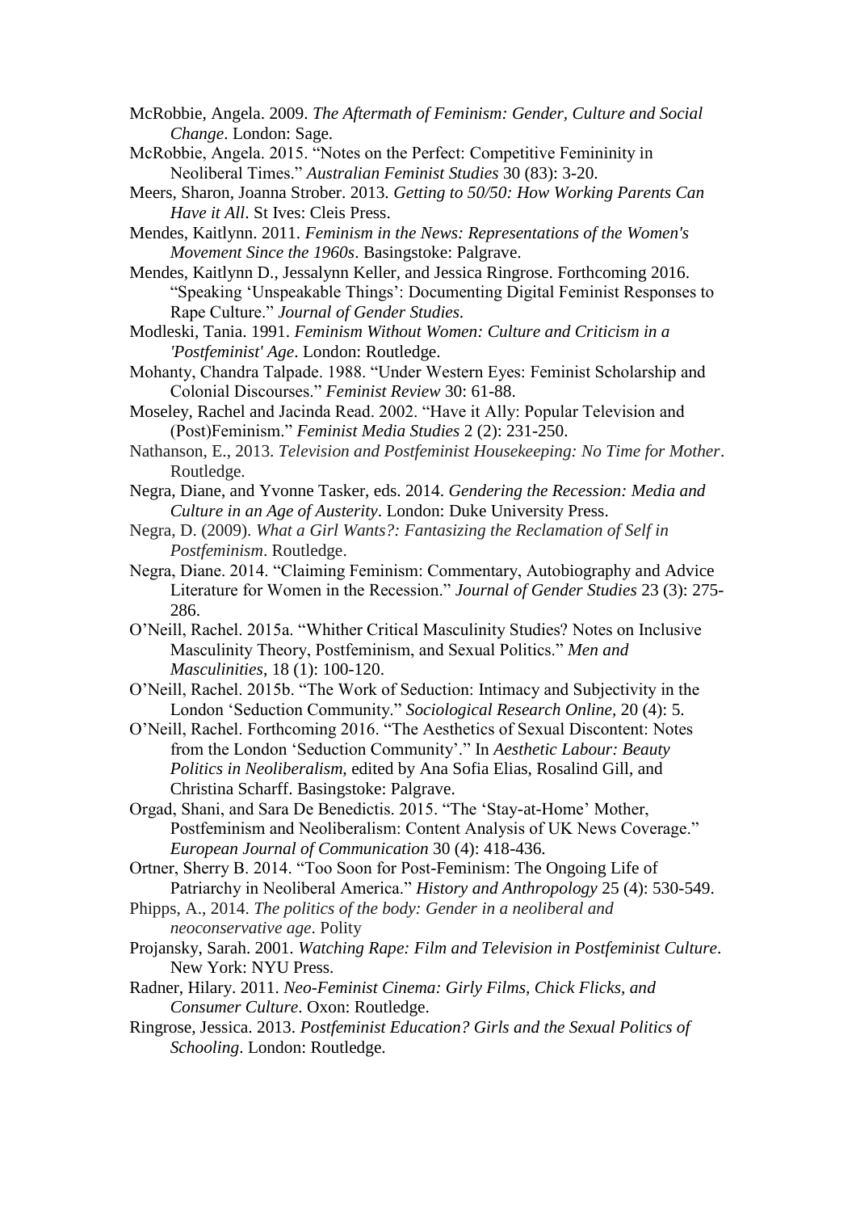McRobbie, Angela. 2009. *The Aftermath of Feminism: Gender, Culture and Social Change*. London: Sage.

McRobbie, Angela. 2015. "Notes on the Perfect: Competitive Femininity in Neoliberal Times." *Australian Feminist Studies* 30 (83): 3-20.

Meers, Sharon, Joanna Strober. 2013. *Getting to 50/50: How Working Parents Can Have it All*. St Ives: Cleis Press.

Mendes, Kaitlynn. 2011. *Feminism in the News: Representations of the Women's Movement Since the 1960s*. Basingstoke: Palgrave.

Mendes, Kaitlynn D., Jessalynn Keller, and Jessica Ringrose. Forthcoming 2016. "Speaking 'Unspeakable Things': Documenting Digital Feminist Responses to Rape Culture." *Journal of Gender Studies.*

Modleski, Tania. 1991. *Feminism Without Women: Culture and Criticism in a 'Postfeminist' Age*. London: Routledge.

Mohanty, Chandra Talpade. 1988. "Under Western Eyes: Feminist Scholarship and Colonial Discourses." *Feminist Review* 30: 61-88.

Moseley, Rachel and Jacinda Read. 2002. "Have it Ally: Popular Television and (Post)Feminism." *Feminist Media Studies* 2 (2): 231-250.

Nathanson, E., 2013. *Television and Postfeminist Housekeeping: No Time for Mother*. Routledge.

Negra, Diane, and Yvonne Tasker, eds. 2014. *Gendering the Recession: Media and Culture in an Age of Austerity*. London: Duke University Press.

Negra, D. (2009). *What a Girl Wants?: Fantasizing the Reclamation of Self in Postfeminism*. Routledge.

Negra, Diane. 2014. "Claiming Feminism: Commentary, Autobiography and Advice Literature for Women in the Recession." *Journal of Gender Studies* 23 (3): 275-286.

O'Neill, Rachel. 2015a. "Whither Critical Masculinity Studies? Notes on Inclusive Masculinity Theory, Postfeminism, and Sexual Politics." *Men and Masculinities*, 18 (1): 100-120.

O'Neill, Rachel. 2015b. "The Work of Seduction: Intimacy and Subjectivity in the London 'Seduction Community." *Sociological Research Online,* 20 (4): 5.

O'Neill, Rachel. Forthcoming 2016. "The Aesthetics of Sexual Discontent: Notes from the London 'Seduction Community'." In *Aesthetic Labour: Beauty Politics in Neoliberalism,* edited by Ana Sofia Elias, Rosalind Gill, and Christina Scharff. Basingstoke: Palgrave.

Orgad, Shani, and Sara De Benedictis. 2015. "The 'Stay-at-Home' Mother, Postfeminism and Neoliberalism: Content Analysis of UK News Coverage." *European Journal of Communication* 30 (4): 418-436.

Ortner, Sherry B. 2014. "Too Soon for Post-Feminism: The Ongoing Life of Patriarchy in Neoliberal America." *History and Anthropology* 25 (4): 530-549.

Phipps, A., 2014. *The politics of the body: Gender in a neoliberal and neoconservative age*. Polity

Projansky, Sarah. 2001. *Watching Rape: Film and Television in Postfeminist Culture*. New York: NYU Press.

Radner, Hilary. 2011. *Neo-Feminist Cinema: Girly Films, Chick Flicks, and Consumer Culture*. Oxon: Routledge.

Ringrose, Jessica. 2013. *Postfeminist Education? Girls and the Sexual Politics of Schooling*. London: Routledge.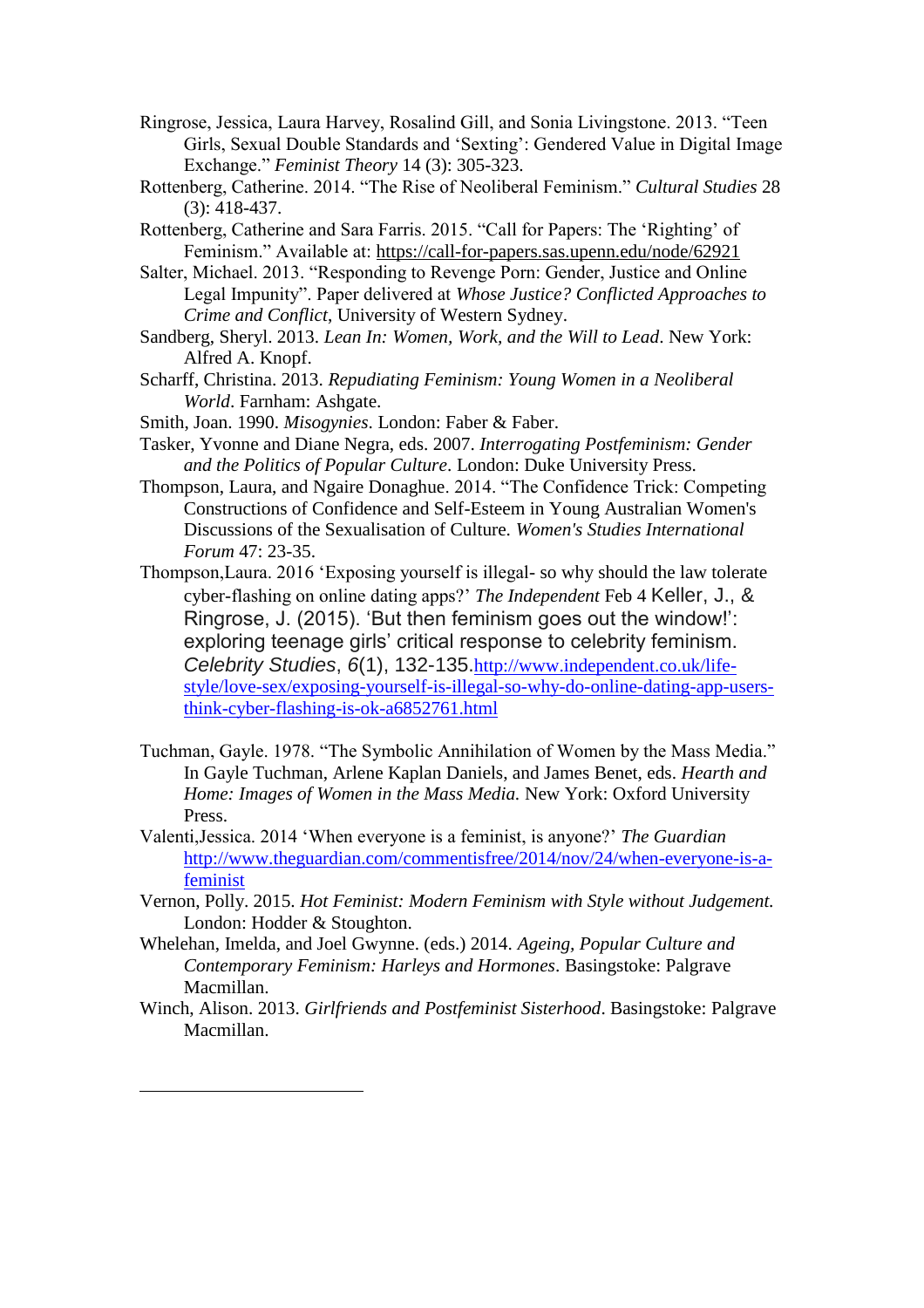Ringrose, Jessica, Laura Harvey, Rosalind Gill, and Sonia Livingstone. 2013. "Teen Girls, Sexual Double Standards and 'Sexting': Gendered Value in Digital Image Exchange." *Feminist Theory* 14 (3): 305-323.

Rottenberg, Catherine. 2014. "The Rise of Neoliberal Feminism." *Cultural Studies* 28 (3): 418-437.

Rottenberg, Catherine and Sara Farris. 2015. "Call for Papers: The 'Righting' of Feminism." Available at: https://call-for-papers.sas.upenn.edu/node/62921

Salter, Michael. 2013. "Responding to Revenge Porn: Gender, Justice and Online Legal Impunity". Paper delivered at *Whose Justice? Conflicted Approaches to Crime and Conflict*, University of Western Sydney.

Sandberg, Sheryl. 2013. *Lean In: Women, Work, and the Will to Lead*. New York: Alfred A. Knopf.

Scharff, Christina. 2013. *Repudiating Feminism: Young Women in a Neoliberal World*. Farnham: Ashgate.

Smith, Joan. 1990. *Misogynies*. London: Faber & Faber.

Tasker, Yvonne and Diane Negra, eds. 2007. *Interrogating Postfeminism: Gender and the Politics of Popular Culture*. London: Duke University Press.

Thompson, Laura, and Ngaire Donaghue. 2014. "The Confidence Trick: Competing Constructions of Confidence and Self-Esteem in Young Australian Women's Discussions of the Sexualisation of Culture. *Women's Studies International Forum* 47: 23-35.

Thompson,Laura. 2016 'Exposing yourself is illegal- so why should the law tolerate cyber-flashing on online dating apps?' *The Independent* Feb 4 Keller, J., & Ringrose, J. (2015). 'But then feminism goes out the window!': exploring teenage girls' critical response to celebrity feminism. *Celebrity Studies*, *6*(1), 132-135.http://www.independent.co.uk/life-style/love-sex/exposing-yourself-is-illegal-so-why-do-online-dating-app-users-think-cyber-flashing-is-ok-a6852761.html

Tuchman, Gayle. 1978. "The Symbolic Annihilation of Women by the Mass Media." In Gayle Tuchman, Arlene Kaplan Daniels, and James Benet, eds. *Hearth and Home: Images of Women in the Mass Media.* New York: Oxford University Press.

Valenti,Jessica. 2014 'When everyone is a feminist, is anyone?' *The Guardian* http://www.theguardian.com/commentisfree/2014/nov/24/when-everyone-is-a-feminist

Vernon, Polly. 2015. *Hot Feminist: Modern Feminism with Style without Judgement.* London: Hodder & Stoughton.

Whelehan, Imelda, and Joel Gwynne. (eds.) 2014. *Ageing, Popular Culture and Contemporary Feminism: Harleys and Hormones*. Basingstoke: Palgrave Macmillan.

Winch, Alison. 2013. *Girlfriends and Postfeminist Sisterhood*. Basingstoke: Palgrave Macmillan.